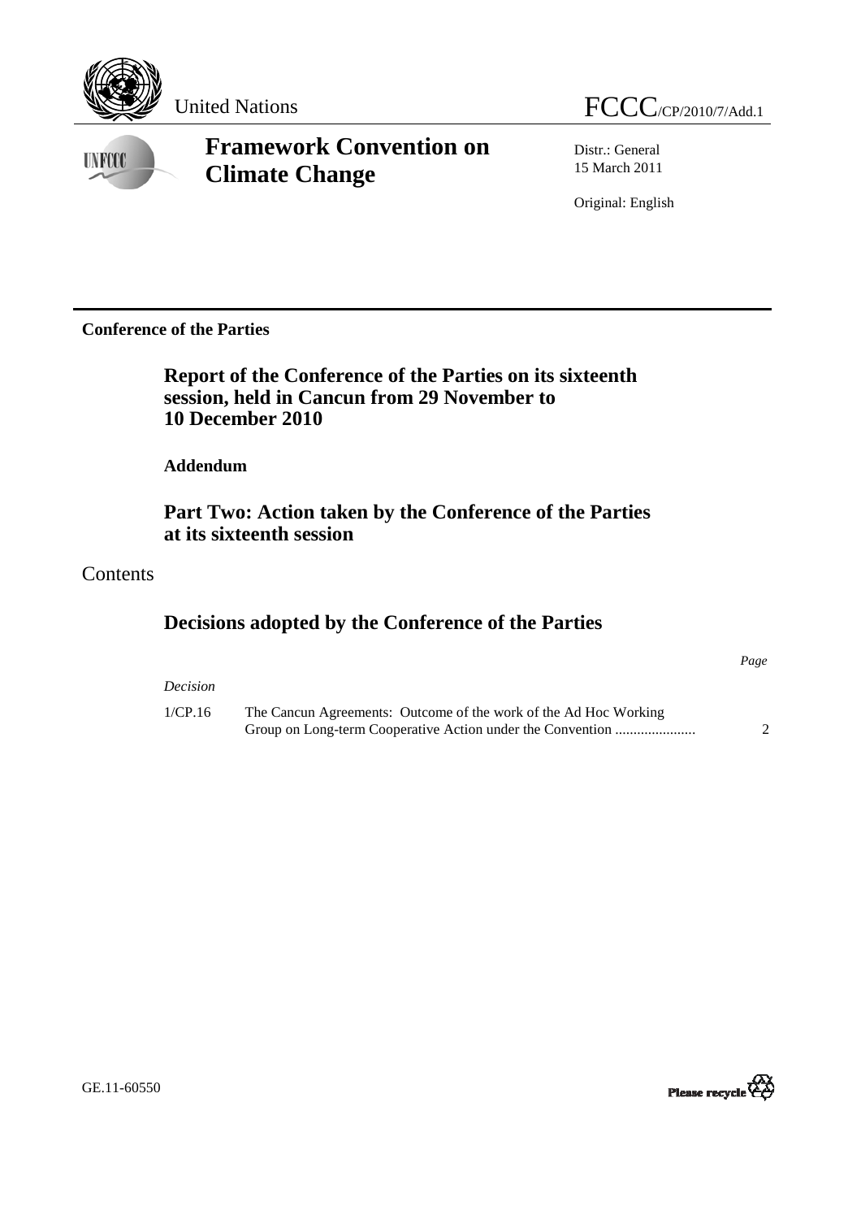United Nations FCCC/CP/2010/7/Add.1

# Framework Convention on Climate Change

Distr.: General
15 March 2011

Original: English

**Conference of the Parties**

## Report of the Conference of the Parties on its sixteenth session, held in Cancun from 29 November to 10 December 2010

**Addendum**

## Part Two: Action taken by the Conference of the Parties at its sixteenth session

# Contents

## Decisions adopted by the Conference of the Parties

| *Decision* | | *Page* |
|---|---|---|
| 1/CP.16 | The Cancun Agreements: Outcome of the work of the Ad Hoc Working Group on Long-term Cooperative Action under the Convention ...................... | 2 |

GE.11-60550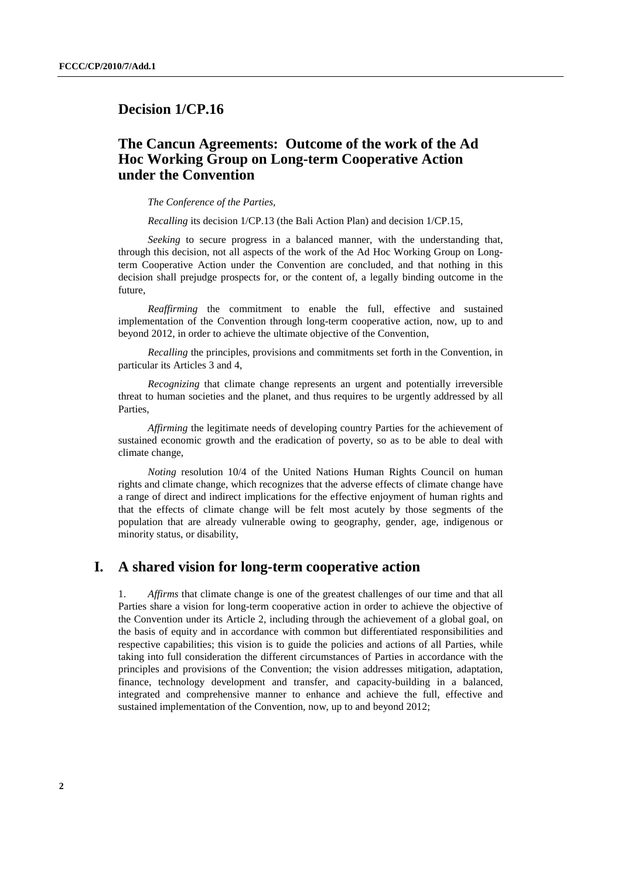## Decision 1/CP.16

## The Cancun Agreements: Outcome of the work of the Ad Hoc Working Group on Long-term Cooperative Action under the Convention

*The Conference of the Parties,*

*Recalling* its decision 1/CP.13 (the Bali Action Plan) and decision 1/CP.15,

*Seeking* to secure progress in a balanced manner, with the understanding that, through this decision, not all aspects of the work of the Ad Hoc Working Group on Long-term Cooperative Action under the Convention are concluded, and that nothing in this decision shall prejudge prospects for, or the content of, a legally binding outcome in the future,

*Reaffirming* the commitment to enable the full, effective and sustained implementation of the Convention through long-term cooperative action, now, up to and beyond 2012, in order to achieve the ultimate objective of the Convention,

*Recalling* the principles, provisions and commitments set forth in the Convention, in particular its Articles 3 and 4,

*Recognizing* that climate change represents an urgent and potentially irreversible threat to human societies and the planet, and thus requires to be urgently addressed by all Parties,

*Affirming* the legitimate needs of developing country Parties for the achievement of sustained economic growth and the eradication of poverty, so as to be able to deal with climate change,

*Noting* resolution 10/4 of the United Nations Human Rights Council on human rights and climate change, which recognizes that the adverse effects of climate change have a range of direct and indirect implications for the effective enjoyment of human rights and that the effects of climate change will be felt most acutely by those segments of the population that are already vulnerable owing to geography, gender, age, indigenous or minority status, or disability,

## I. A shared vision for long-term cooperative action

1. *Affirms* that climate change is one of the greatest challenges of our time and that all Parties share a vision for long-term cooperative action in order to achieve the objective of the Convention under its Article 2, including through the achievement of a global goal, on the basis of equity and in accordance with common but differentiated responsibilities and respective capabilities; this vision is to guide the policies and actions of all Parties, while taking into full consideration the different circumstances of Parties in accordance with the principles and provisions of the Convention; the vision addresses mitigation, adaptation, finance, technology development and transfer, and capacity-building in a balanced, integrated and comprehensive manner to enhance and achieve the full, effective and sustained implementation of the Convention, now, up to and beyond 2012;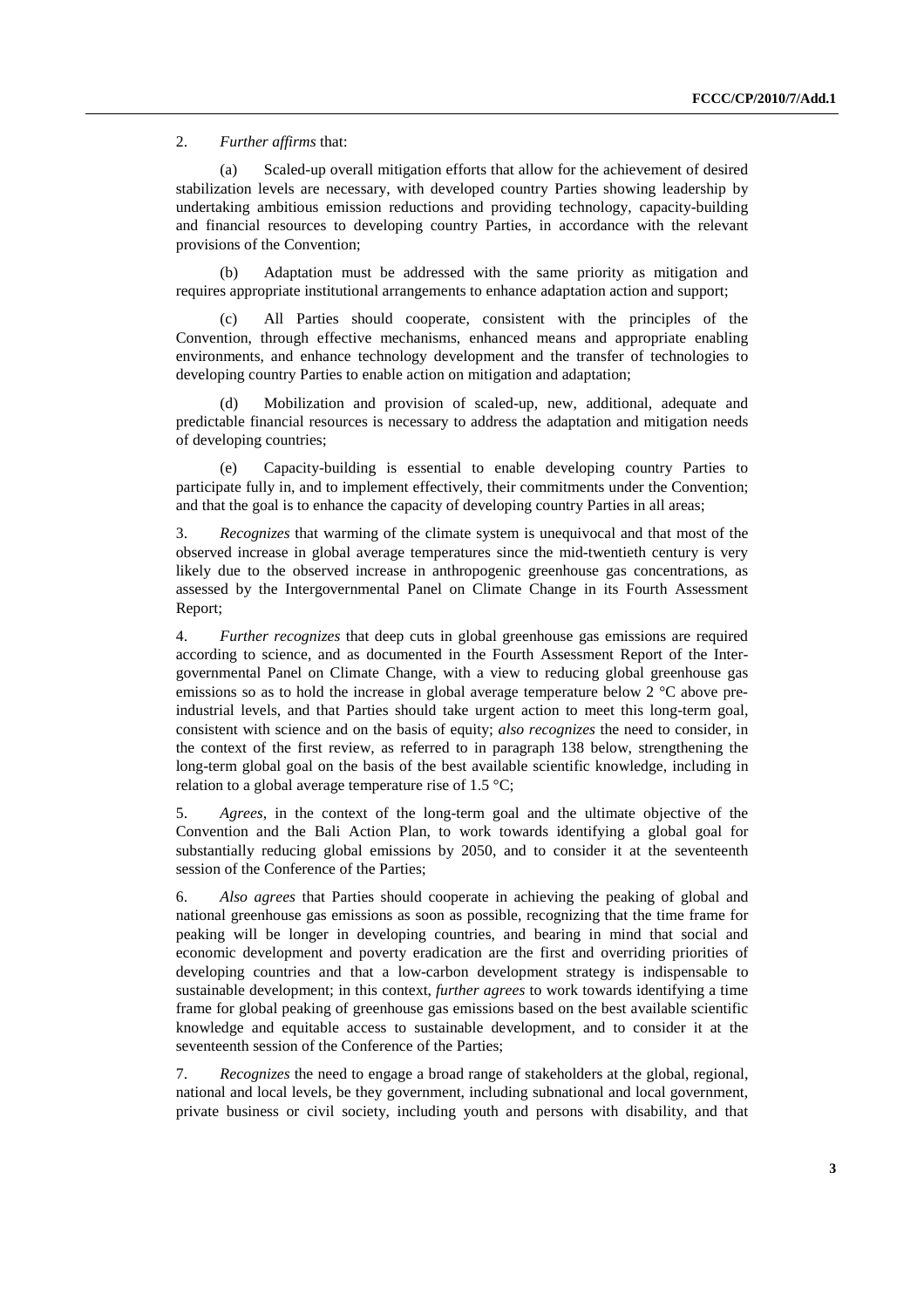2. *Further affirms* that:

(a) Scaled-up overall mitigation efforts that allow for the achievement of desired stabilization levels are necessary, with developed country Parties showing leadership by undertaking ambitious emission reductions and providing technology, capacity-building and financial resources to developing country Parties, in accordance with the relevant provisions of the Convention;

(b) Adaptation must be addressed with the same priority as mitigation and requires appropriate institutional arrangements to enhance adaptation action and support;

(c) All Parties should cooperate, consistent with the principles of the Convention, through effective mechanisms, enhanced means and appropriate enabling environments, and enhance technology development and the transfer of technologies to developing country Parties to enable action on mitigation and adaptation;

(d) Mobilization and provision of scaled-up, new, additional, adequate and predictable financial resources is necessary to address the adaptation and mitigation needs of developing countries;

(e) Capacity-building is essential to enable developing country Parties to participate fully in, and to implement effectively, their commitments under the Convention; and that the goal is to enhance the capacity of developing country Parties in all areas;

3. *Recognizes* that warming of the climate system is unequivocal and that most of the observed increase in global average temperatures since the mid-twentieth century is very likely due to the observed increase in anthropogenic greenhouse gas concentrations, as assessed by the Intergovernmental Panel on Climate Change in its Fourth Assessment Report;

4. *Further recognizes* that deep cuts in global greenhouse gas emissions are required according to science, and as documented in the Fourth Assessment Report of the Intergovernmental Panel on Climate Change, with a view to reducing global greenhouse gas emissions so as to hold the increase in global average temperature below 2 °C above pre-industrial levels, and that Parties should take urgent action to meet this long-term goal, consistent with science and on the basis of equity; *also recognizes* the need to consider, in the context of the first review, as referred to in paragraph 138 below, strengthening the long-term global goal on the basis of the best available scientific knowledge, including in relation to a global average temperature rise of 1.5 °C;

5. *Agrees*, in the context of the long-term goal and the ultimate objective of the Convention and the Bali Action Plan, to work towards identifying a global goal for substantially reducing global emissions by 2050, and to consider it at the seventeenth session of the Conference of the Parties;

6. *Also agrees* that Parties should cooperate in achieving the peaking of global and national greenhouse gas emissions as soon as possible, recognizing that the time frame for peaking will be longer in developing countries, and bearing in mind that social and economic development and poverty eradication are the first and overriding priorities of developing countries and that a low-carbon development strategy is indispensable to sustainable development; in this context, *further agrees* to work towards identifying a time frame for global peaking of greenhouse gas emissions based on the best available scientific knowledge and equitable access to sustainable development, and to consider it at the seventeenth session of the Conference of the Parties;

7. *Recognizes* the need to engage a broad range of stakeholders at the global, regional, national and local levels, be they government, including subnational and local government, private business or civil society, including youth and persons with disability, and that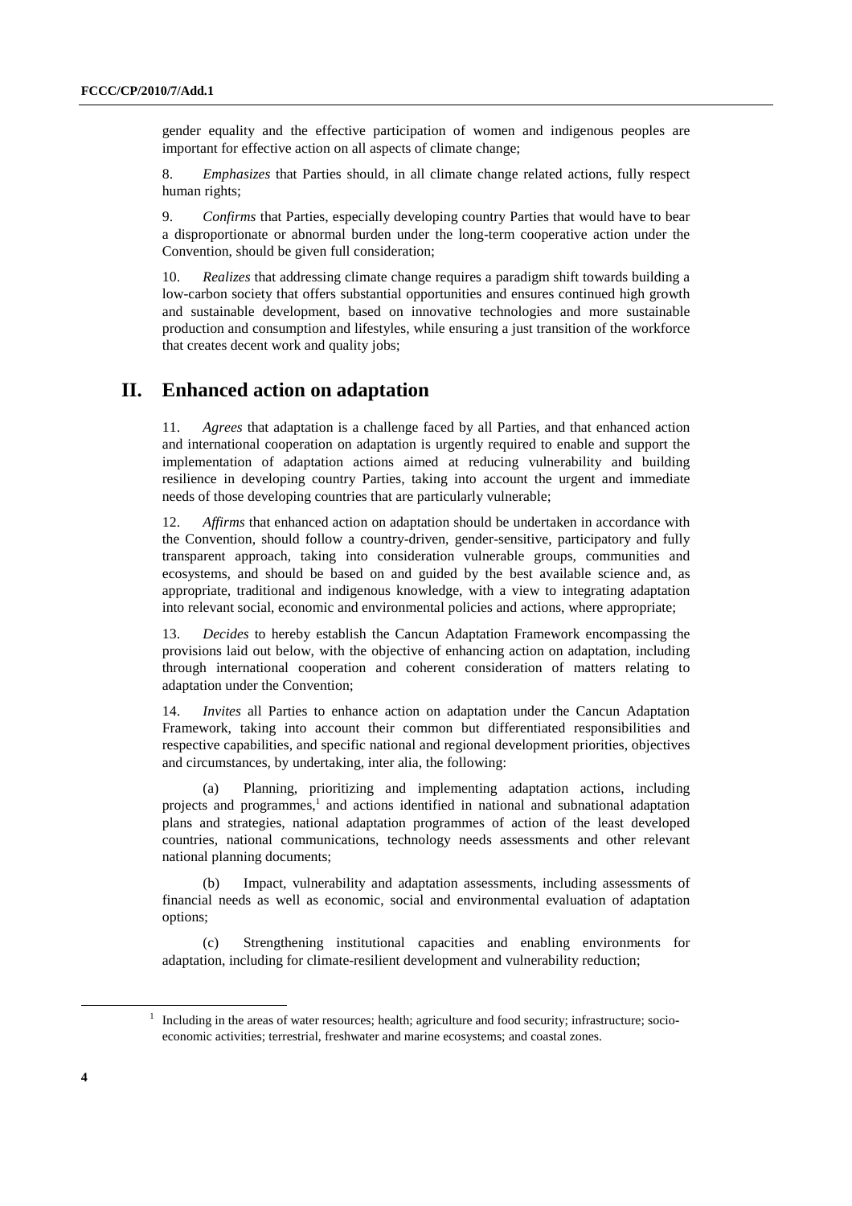gender equality and the effective participation of women and indigenous peoples are important for effective action on all aspects of climate change;

8. *Emphasizes* that Parties should, in all climate change related actions, fully respect human rights;

9. *Confirms* that Parties, especially developing country Parties that would have to bear a disproportionate or abnormal burden under the long-term cooperative action under the Convention, should be given full consideration;

10. *Realizes* that addressing climate change requires a paradigm shift towards building a low-carbon society that offers substantial opportunities and ensures continued high growth and sustainable development, based on innovative technologies and more sustainable production and consumption and lifestyles, while ensuring a just transition of the workforce that creates decent work and quality jobs;

## II. Enhanced action on adaptation

11. *Agrees* that adaptation is a challenge faced by all Parties, and that enhanced action and international cooperation on adaptation is urgently required to enable and support the implementation of adaptation actions aimed at reducing vulnerability and building resilience in developing country Parties, taking into account the urgent and immediate needs of those developing countries that are particularly vulnerable;

12. *Affirms* that enhanced action on adaptation should be undertaken in accordance with the Convention, should follow a country-driven, gender-sensitive, participatory and fully transparent approach, taking into consideration vulnerable groups, communities and ecosystems, and should be based on and guided by the best available science and, as appropriate, traditional and indigenous knowledge, with a view to integrating adaptation into relevant social, economic and environmental policies and actions, where appropriate;

13. *Decides* to hereby establish the Cancun Adaptation Framework encompassing the provisions laid out below, with the objective of enhancing action on adaptation, including through international cooperation and coherent consideration of matters relating to adaptation under the Convention;

14. *Invites* all Parties to enhance action on adaptation under the Cancun Adaptation Framework, taking into account their common but differentiated responsibilities and respective capabilities, and specific national and regional development priorities, objectives and circumstances, by undertaking, inter alia, the following:

(a) Planning, prioritizing and implementing adaptation actions, including projects and programmes,[1] and actions identified in national and subnational adaptation plans and strategies, national adaptation programmes of action of the least developed countries, national communications, technology needs assessments and other relevant national planning documents;

(b) Impact, vulnerability and adaptation assessments, including assessments of financial needs as well as economic, social and environmental evaluation of adaptation options;

(c) Strengthening institutional capacities and enabling environments for adaptation, including for climate-resilient development and vulnerability reduction;

[1] Including in the areas of water resources; health; agriculture and food security; infrastructure; socio-economic activities; terrestrial, freshwater and marine ecosystems; and coastal zones.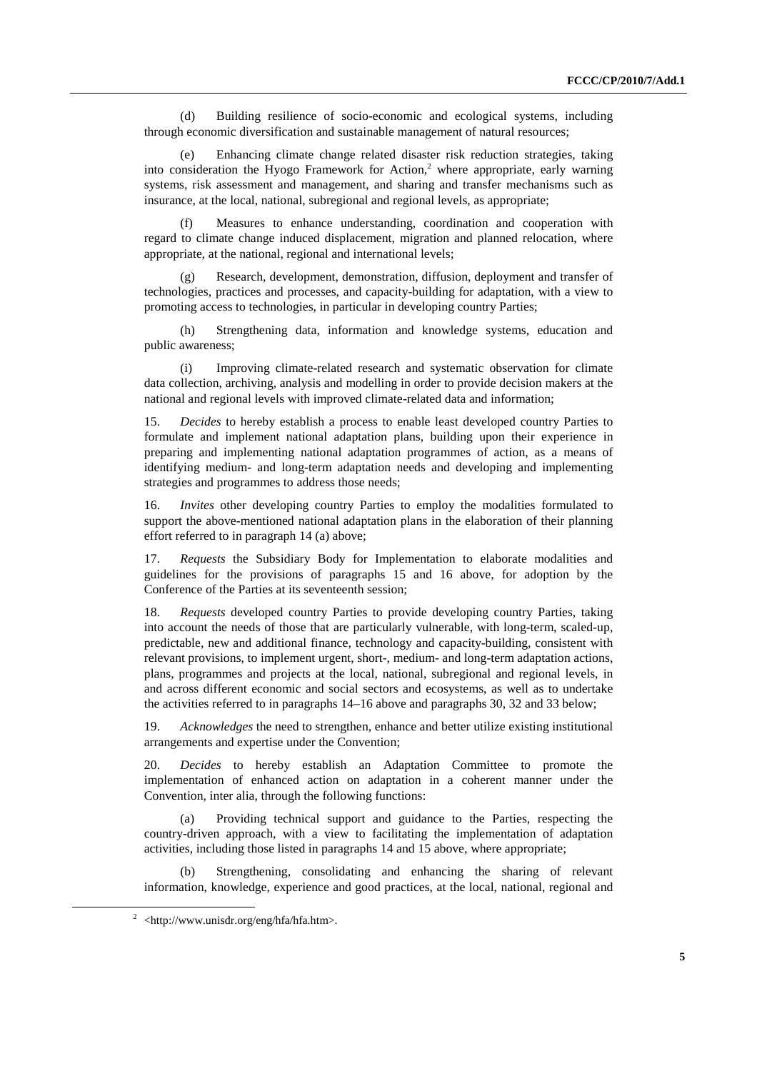(d) Building resilience of socio-economic and ecological systems, including through economic diversification and sustainable management of natural resources;

(e) Enhancing climate change related disaster risk reduction strategies, taking into consideration the Hyogo Framework for Action,[2] where appropriate, early warning systems, risk assessment and management, and sharing and transfer mechanisms such as insurance, at the local, national, subregional and regional levels, as appropriate;

(f) Measures to enhance understanding, coordination and cooperation with regard to climate change induced displacement, migration and planned relocation, where appropriate, at the national, regional and international levels;

(g) Research, development, demonstration, diffusion, deployment and transfer of technologies, practices and processes, and capacity-building for adaptation, with a view to promoting access to technologies, in particular in developing country Parties;

(h) Strengthening data, information and knowledge systems, education and public awareness;

(i) Improving climate-related research and systematic observation for climate data collection, archiving, analysis and modelling in order to provide decision makers at the national and regional levels with improved climate-related data and information;

15. *Decides* to hereby establish a process to enable least developed country Parties to formulate and implement national adaptation plans, building upon their experience in preparing and implementing national adaptation programmes of action, as a means of identifying medium- and long-term adaptation needs and developing and implementing strategies and programmes to address those needs;

16. *Invites* other developing country Parties to employ the modalities formulated to support the above-mentioned national adaptation plans in the elaboration of their planning effort referred to in paragraph 14 (a) above;

17. *Requests* the Subsidiary Body for Implementation to elaborate modalities and guidelines for the provisions of paragraphs 15 and 16 above, for adoption by the Conference of the Parties at its seventeenth session;

18. *Requests* developed country Parties to provide developing country Parties, taking into account the needs of those that are particularly vulnerable, with long-term, scaled-up, predictable, new and additional finance, technology and capacity-building, consistent with relevant provisions, to implement urgent, short-, medium- and long-term adaptation actions, plans, programmes and projects at the local, national, subregional and regional levels, in and across different economic and social sectors and ecosystems, as well as to undertake the activities referred to in paragraphs 14–16 above and paragraphs 30, 32 and 33 below;

19. *Acknowledges* the need to strengthen, enhance and better utilize existing institutional arrangements and expertise under the Convention;

20. *Decides* to hereby establish an Adaptation Committee to promote the implementation of enhanced action on adaptation in a coherent manner under the Convention, inter alia, through the following functions:

(a) Providing technical support and guidance to the Parties, respecting the country-driven approach, with a view to facilitating the implementation of adaptation activities, including those listed in paragraphs 14 and 15 above, where appropriate;

(b) Strengthening, consolidating and enhancing the sharing of relevant information, knowledge, experience and good practices, at the local, national, regional and

[2] <http://www.unisdr.org/eng/hfa/hfa.htm>.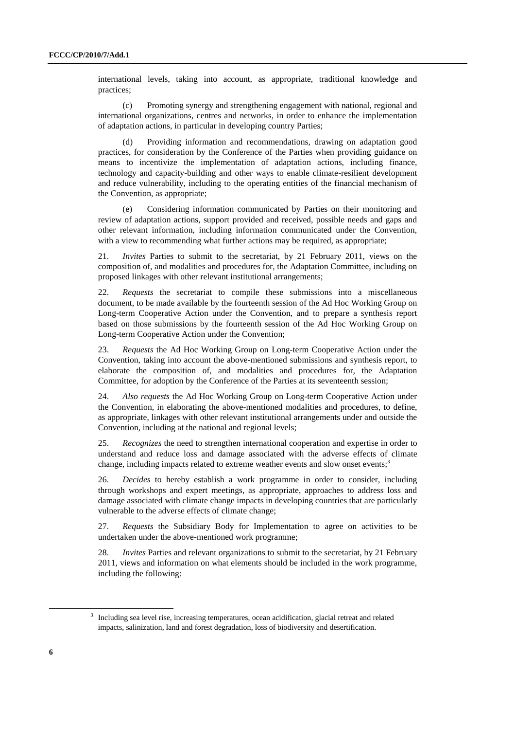international levels, taking into account, as appropriate, traditional knowledge and practices;

(c) Promoting synergy and strengthening engagement with national, regional and international organizations, centres and networks, in order to enhance the implementation of adaptation actions, in particular in developing country Parties;

(d) Providing information and recommendations, drawing on adaptation good practices, for consideration by the Conference of the Parties when providing guidance on means to incentivize the implementation of adaptation actions, including finance, technology and capacity-building and other ways to enable climate-resilient development and reduce vulnerability, including to the operating entities of the financial mechanism of the Convention, as appropriate;

(e) Considering information communicated by Parties on their monitoring and review of adaptation actions, support provided and received, possible needs and gaps and other relevant information, including information communicated under the Convention, with a view to recommending what further actions may be required, as appropriate;

21. *Invites* Parties to submit to the secretariat, by 21 February 2011, views on the composition of, and modalities and procedures for, the Adaptation Committee, including on proposed linkages with other relevant institutional arrangements;

22. *Requests* the secretariat to compile these submissions into a miscellaneous document, to be made available by the fourteenth session of the Ad Hoc Working Group on Long-term Cooperative Action under the Convention, and to prepare a synthesis report based on those submissions by the fourteenth session of the Ad Hoc Working Group on Long-term Cooperative Action under the Convention;

23. *Requests* the Ad Hoc Working Group on Long-term Cooperative Action under the Convention, taking into account the above-mentioned submissions and synthesis report, to elaborate the composition of, and modalities and procedures for, the Adaptation Committee, for adoption by the Conference of the Parties at its seventeenth session;

24. *Also requests* the Ad Hoc Working Group on Long-term Cooperative Action under the Convention, in elaborating the above-mentioned modalities and procedures, to define, as appropriate, linkages with other relevant institutional arrangements under and outside the Convention, including at the national and regional levels;

25. *Recognizes* the need to strengthen international cooperation and expertise in order to understand and reduce loss and damage associated with the adverse effects of climate change, including impacts related to extreme weather events and slow onset events;[3]

26. *Decides* to hereby establish a work programme in order to consider, including through workshops and expert meetings, as appropriate, approaches to address loss and damage associated with climate change impacts in developing countries that are particularly vulnerable to the adverse effects of climate change;

27. *Requests* the Subsidiary Body for Implementation to agree on activities to be undertaken under the above-mentioned work programme;

28. *Invites* Parties and relevant organizations to submit to the secretariat, by 21 February 2011, views and information on what elements should be included in the work programme, including the following:

---

[3] Including sea level rise, increasing temperatures, ocean acidification, glacial retreat and related impacts, salinization, land and forest degradation, loss of biodiversity and desertification.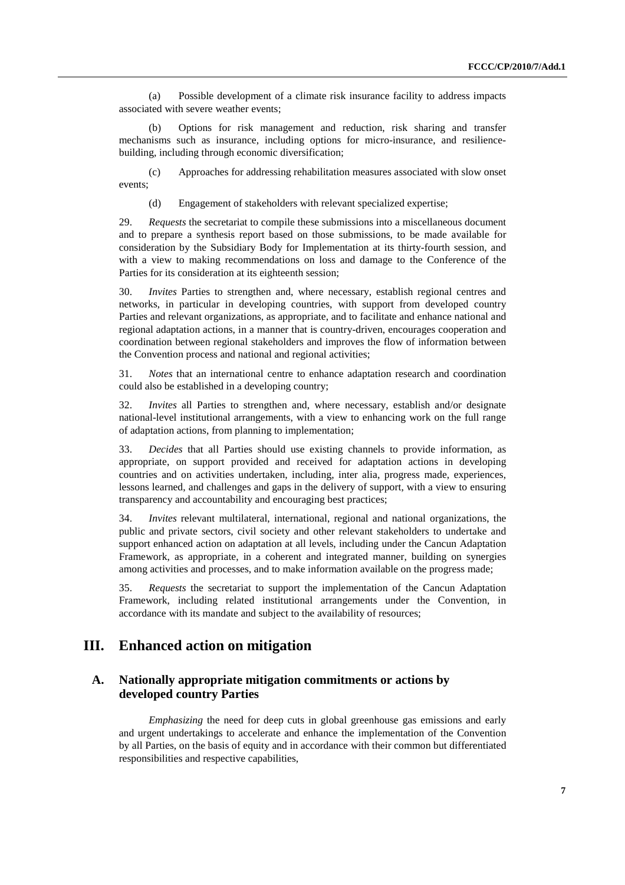(a) Possible development of a climate risk insurance facility to address impacts associated with severe weather events;

(b) Options for risk management and reduction, risk sharing and transfer mechanisms such as insurance, including options for micro-insurance, and resilience-building, including through economic diversification;

(c) Approaches for addressing rehabilitation measures associated with slow onset events;

(d) Engagement of stakeholders with relevant specialized expertise;

29. *Requests* the secretariat to compile these submissions into a miscellaneous document and to prepare a synthesis report based on those submissions, to be made available for consideration by the Subsidiary Body for Implementation at its thirty-fourth session, and with a view to making recommendations on loss and damage to the Conference of the Parties for its consideration at its eighteenth session;

30. *Invites* Parties to strengthen and, where necessary, establish regional centres and networks, in particular in developing countries, with support from developed country Parties and relevant organizations, as appropriate, and to facilitate and enhance national and regional adaptation actions, in a manner that is country-driven, encourages cooperation and coordination between regional stakeholders and improves the flow of information between the Convention process and national and regional activities;

31. *Notes* that an international centre to enhance adaptation research and coordination could also be established in a developing country;

32. *Invites* all Parties to strengthen and, where necessary, establish and/or designate national-level institutional arrangements, with a view to enhancing work on the full range of adaptation actions, from planning to implementation;

33. *Decides* that all Parties should use existing channels to provide information, as appropriate, on support provided and received for adaptation actions in developing countries and on activities undertaken, including, inter alia, progress made, experiences, lessons learned, and challenges and gaps in the delivery of support, with a view to ensuring transparency and accountability and encouraging best practices;

34. *Invites* relevant multilateral, international, regional and national organizations, the public and private sectors, civil society and other relevant stakeholders to undertake and support enhanced action on adaptation at all levels, including under the Cancun Adaptation Framework, as appropriate, in a coherent and integrated manner, building on synergies among activities and processes, and to make information available on the progress made;

35. *Requests* the secretariat to support the implementation of the Cancun Adaptation Framework, including related institutional arrangements under the Convention, in accordance with its mandate and subject to the availability of resources;

# III. Enhanced action on mitigation

## A. Nationally appropriate mitigation commitments or actions by developed country Parties

*Emphasizing* the need for deep cuts in global greenhouse gas emissions and early and urgent undertakings to accelerate and enhance the implementation of the Convention by all Parties, on the basis of equity and in accordance with their common but differentiated responsibilities and respective capabilities,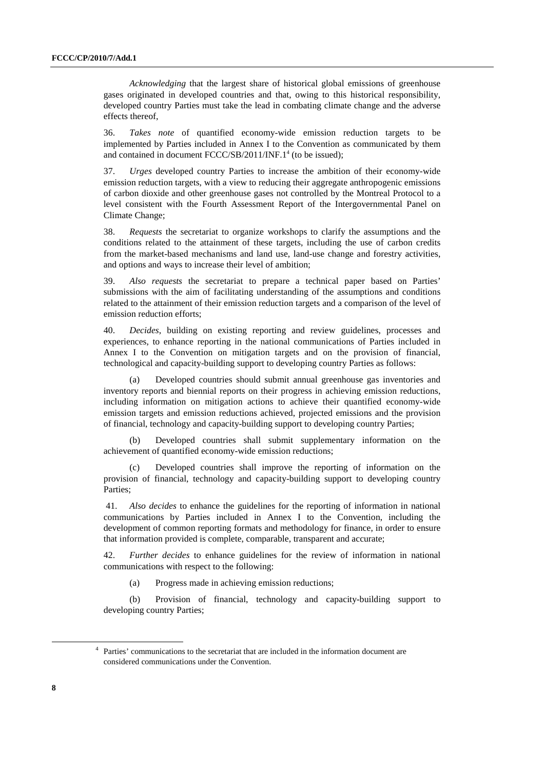*Acknowledging* that the largest share of historical global emissions of greenhouse gases originated in developed countries and that, owing to this historical responsibility, developed country Parties must take the lead in combating climate change and the adverse effects thereof,

36. *Takes note* of quantified economy-wide emission reduction targets to be implemented by Parties included in Annex I to the Convention as communicated by them and contained in document FCCC/SB/2011/INF.1[4] (to be issued);

37. *Urges* developed country Parties to increase the ambition of their economy-wide emission reduction targets, with a view to reducing their aggregate anthropogenic emissions of carbon dioxide and other greenhouse gases not controlled by the Montreal Protocol to a level consistent with the Fourth Assessment Report of the Intergovernmental Panel on Climate Change;

38. *Requests* the secretariat to organize workshops to clarify the assumptions and the conditions related to the attainment of these targets, including the use of carbon credits from the market-based mechanisms and land use, land-use change and forestry activities, and options and ways to increase their level of ambition;

39. *Also requests* the secretariat to prepare a technical paper based on Parties' submissions with the aim of facilitating understanding of the assumptions and conditions related to the attainment of their emission reduction targets and a comparison of the level of emission reduction efforts;

40. *Decides*, building on existing reporting and review guidelines, processes and experiences, to enhance reporting in the national communications of Parties included in Annex I to the Convention on mitigation targets and on the provision of financial, technological and capacity-building support to developing country Parties as follows:

(a) Developed countries should submit annual greenhouse gas inventories and inventory reports and biennial reports on their progress in achieving emission reductions, including information on mitigation actions to achieve their quantified economy-wide emission targets and emission reductions achieved, projected emissions and the provision of financial, technology and capacity-building support to developing country Parties;

(b) Developed countries shall submit supplementary information on the achievement of quantified economy-wide emission reductions;

(c) Developed countries shall improve the reporting of information on the provision of financial, technology and capacity-building support to developing country Parties;

41. *Also decides* to enhance the guidelines for the reporting of information in national communications by Parties included in Annex I to the Convention, including the development of common reporting formats and methodology for finance, in order to ensure that information provided is complete, comparable, transparent and accurate;

42. *Further decides* to enhance guidelines for the review of information in national communications with respect to the following:

(a) Progress made in achieving emission reductions;

(b) Provision of financial, technology and capacity-building support to developing country Parties;

---

[4] Parties' communications to the secretariat that are included in the information document are considered communications under the Convention.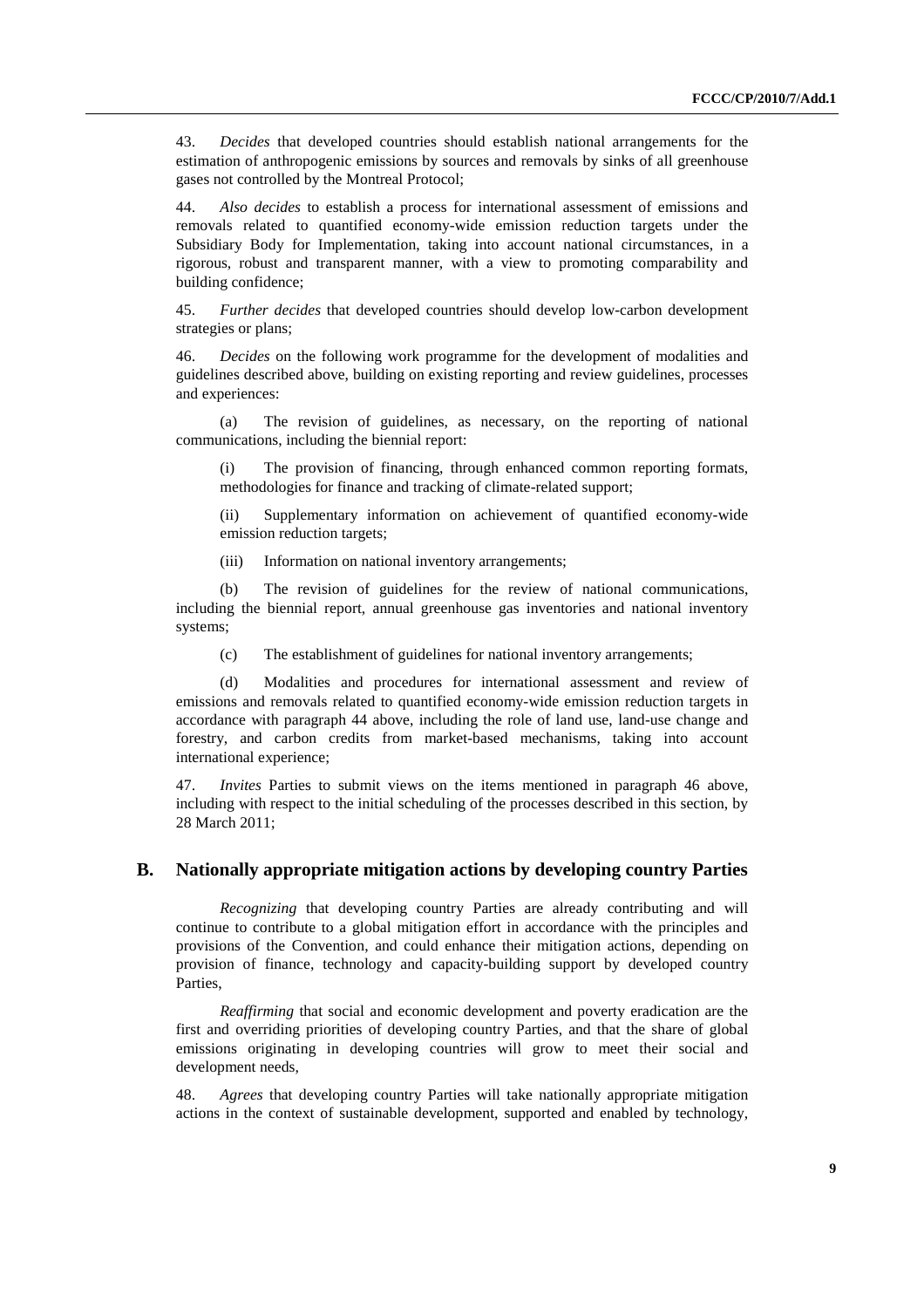43. *Decides* that developed countries should establish national arrangements for the estimation of anthropogenic emissions by sources and removals by sinks of all greenhouse gases not controlled by the Montreal Protocol;

44. *Also decides* to establish a process for international assessment of emissions and removals related to quantified economy-wide emission reduction targets under the Subsidiary Body for Implementation, taking into account national circumstances, in a rigorous, robust and transparent manner, with a view to promoting comparability and building confidence;

45. *Further decides* that developed countries should develop low-carbon development strategies or plans;

46. *Decides* on the following work programme for the development of modalities and guidelines described above, building on existing reporting and review guidelines, processes and experiences:

(a) The revision of guidelines, as necessary, on the reporting of national communications, including the biennial report:

(i) The provision of financing, through enhanced common reporting formats, methodologies for finance and tracking of climate-related support;

(ii) Supplementary information on achievement of quantified economy-wide emission reduction targets;

(iii) Information on national inventory arrangements;

(b) The revision of guidelines for the review of national communications, including the biennial report, annual greenhouse gas inventories and national inventory systems;

(c) The establishment of guidelines for national inventory arrangements;

(d) Modalities and procedures for international assessment and review of emissions and removals related to quantified economy-wide emission reduction targets in accordance with paragraph 44 above, including the role of land use, land-use change and forestry, and carbon credits from market-based mechanisms, taking into account international experience;

47. *Invites* Parties to submit views on the items mentioned in paragraph 46 above, including with respect to the initial scheduling of the processes described in this section, by 28 March 2011;

## B. Nationally appropriate mitigation actions by developing country Parties

*Recognizing* that developing country Parties are already contributing and will continue to contribute to a global mitigation effort in accordance with the principles and provisions of the Convention, and could enhance their mitigation actions, depending on provision of finance, technology and capacity-building support by developed country Parties,

*Reaffirming* that social and economic development and poverty eradication are the first and overriding priorities of developing country Parties, and that the share of global emissions originating in developing countries will grow to meet their social and development needs,

48. *Agrees* that developing country Parties will take nationally appropriate mitigation actions in the context of sustainable development, supported and enabled by technology,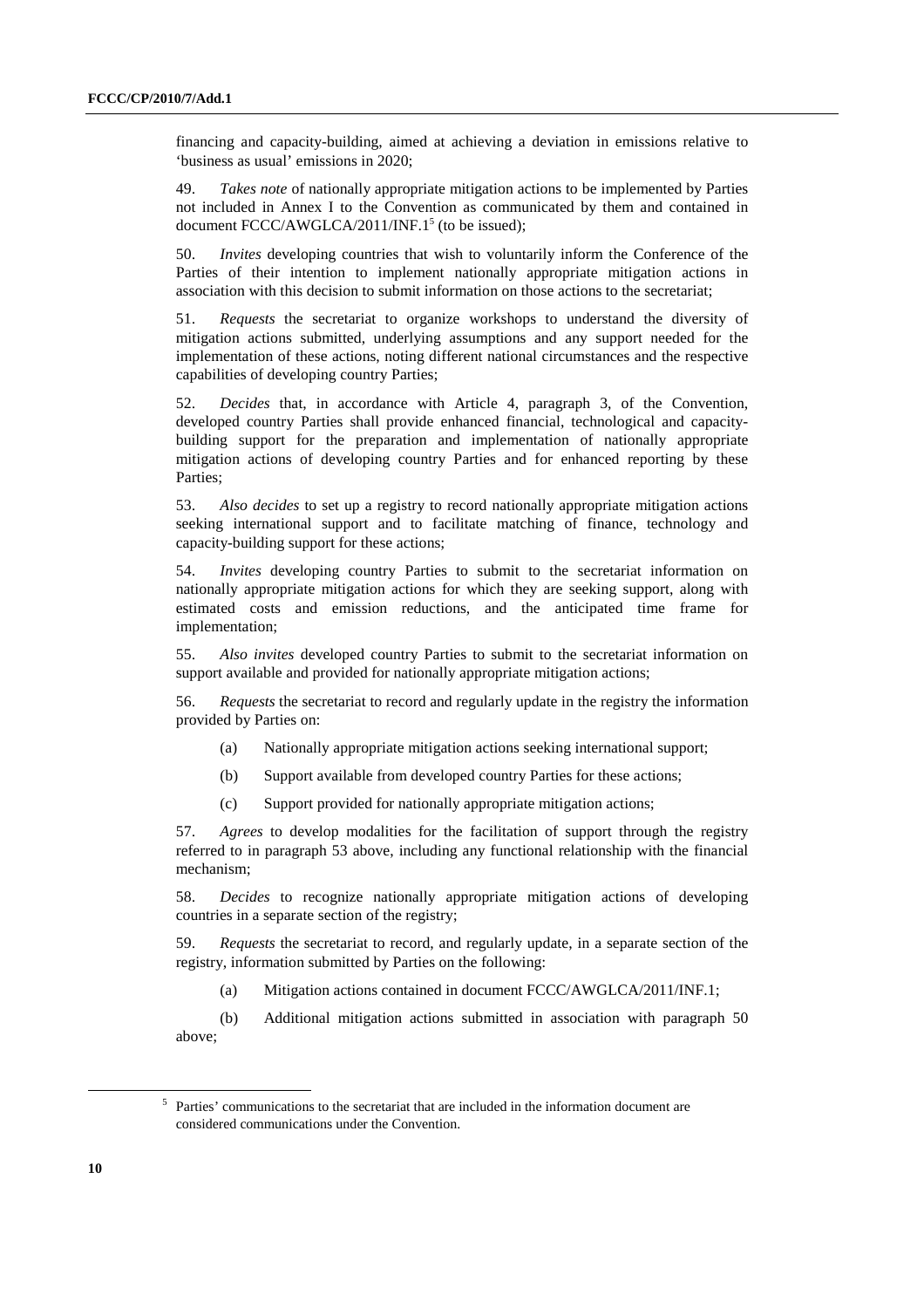financing and capacity-building, aimed at achieving a deviation in emissions relative to 'business as usual' emissions in 2020;

49. *Takes note* of nationally appropriate mitigation actions to be implemented by Parties not included in Annex I to the Convention as communicated by them and contained in document FCCC/AWGLCA/2011/INF.1[5] (to be issued);

50. *Invites* developing countries that wish to voluntarily inform the Conference of the Parties of their intention to implement nationally appropriate mitigation actions in association with this decision to submit information on those actions to the secretariat;

51. *Requests* the secretariat to organize workshops to understand the diversity of mitigation actions submitted, underlying assumptions and any support needed for the implementation of these actions, noting different national circumstances and the respective capabilities of developing country Parties;

52. *Decides* that, in accordance with Article 4, paragraph 3, of the Convention, developed country Parties shall provide enhanced financial, technological and capacity-building support for the preparation and implementation of nationally appropriate mitigation actions of developing country Parties and for enhanced reporting by these Parties;

53. *Also decides* to set up a registry to record nationally appropriate mitigation actions seeking international support and to facilitate matching of finance, technology and capacity-building support for these actions;

54. *Invites* developing country Parties to submit to the secretariat information on nationally appropriate mitigation actions for which they are seeking support, along with estimated costs and emission reductions, and the anticipated time frame for implementation;

55. *Also invites* developed country Parties to submit to the secretariat information on support available and provided for nationally appropriate mitigation actions;

56. *Requests* the secretariat to record and regularly update in the registry the information provided by Parties on:

(a) Nationally appropriate mitigation actions seeking international support;

(b) Support available from developed country Parties for these actions;

(c) Support provided for nationally appropriate mitigation actions;

57. *Agrees* to develop modalities for the facilitation of support through the registry referred to in paragraph 53 above, including any functional relationship with the financial mechanism;

58. *Decides* to recognize nationally appropriate mitigation actions of developing countries in a separate section of the registry;

59. *Requests* the secretariat to record, and regularly update, in a separate section of the registry, information submitted by Parties on the following:

(a) Mitigation actions contained in document FCCC/AWGLCA/2011/INF.1;

(b) Additional mitigation actions submitted in association with paragraph 50 above;

---

[5] Parties' communications to the secretariat that are included in the information document are considered communications under the Convention.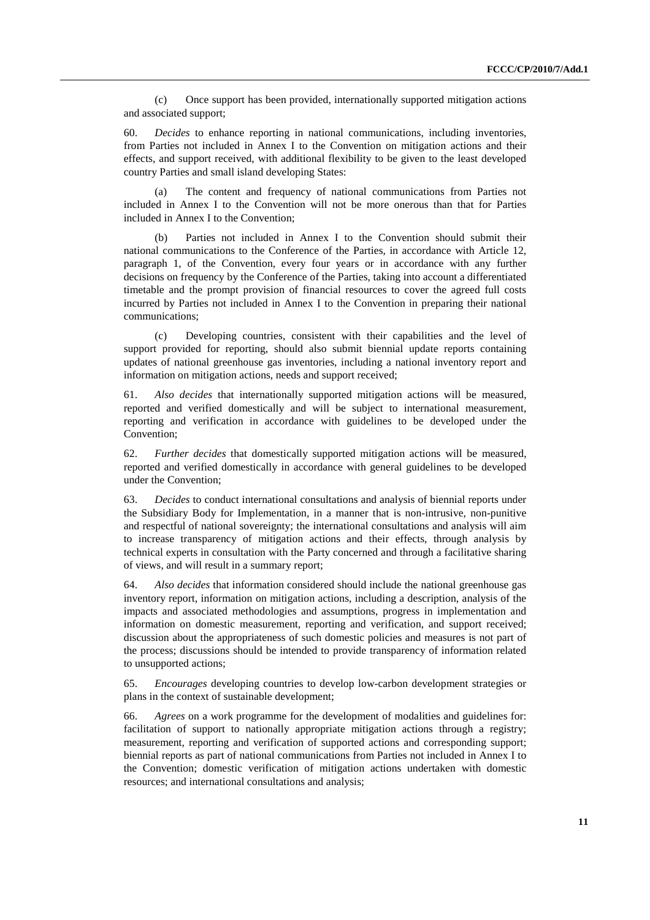(c) Once support has been provided, internationally supported mitigation actions and associated support;

60. *Decides* to enhance reporting in national communications, including inventories, from Parties not included in Annex I to the Convention on mitigation actions and their effects, and support received, with additional flexibility to be given to the least developed country Parties and small island developing States:

(a) The content and frequency of national communications from Parties not included in Annex I to the Convention will not be more onerous than that for Parties included in Annex I to the Convention;

(b) Parties not included in Annex I to the Convention should submit their national communications to the Conference of the Parties, in accordance with Article 12, paragraph 1, of the Convention, every four years or in accordance with any further decisions on frequency by the Conference of the Parties, taking into account a differentiated timetable and the prompt provision of financial resources to cover the agreed full costs incurred by Parties not included in Annex I to the Convention in preparing their national communications;

(c) Developing countries, consistent with their capabilities and the level of support provided for reporting, should also submit biennial update reports containing updates of national greenhouse gas inventories, including a national inventory report and information on mitigation actions, needs and support received;

61. *Also decides* that internationally supported mitigation actions will be measured, reported and verified domestically and will be subject to international measurement, reporting and verification in accordance with guidelines to be developed under the Convention;

62. *Further decides* that domestically supported mitigation actions will be measured, reported and verified domestically in accordance with general guidelines to be developed under the Convention;

63. *Decides* to conduct international consultations and analysis of biennial reports under the Subsidiary Body for Implementation, in a manner that is non-intrusive, non-punitive and respectful of national sovereignty; the international consultations and analysis will aim to increase transparency of mitigation actions and their effects, through analysis by technical experts in consultation with the Party concerned and through a facilitative sharing of views, and will result in a summary report;

64. *Also decides* that information considered should include the national greenhouse gas inventory report, information on mitigation actions, including a description, analysis of the impacts and associated methodologies and assumptions, progress in implementation and information on domestic measurement, reporting and verification, and support received; discussion about the appropriateness of such domestic policies and measures is not part of the process; discussions should be intended to provide transparency of information related to unsupported actions;

65. *Encourages* developing countries to develop low-carbon development strategies or plans in the context of sustainable development;

66. *Agrees* on a work programme for the development of modalities and guidelines for: facilitation of support to nationally appropriate mitigation actions through a registry; measurement, reporting and verification of supported actions and corresponding support; biennial reports as part of national communications from Parties not included in Annex I to the Convention; domestic verification of mitigation actions undertaken with domestic resources; and international consultations and analysis;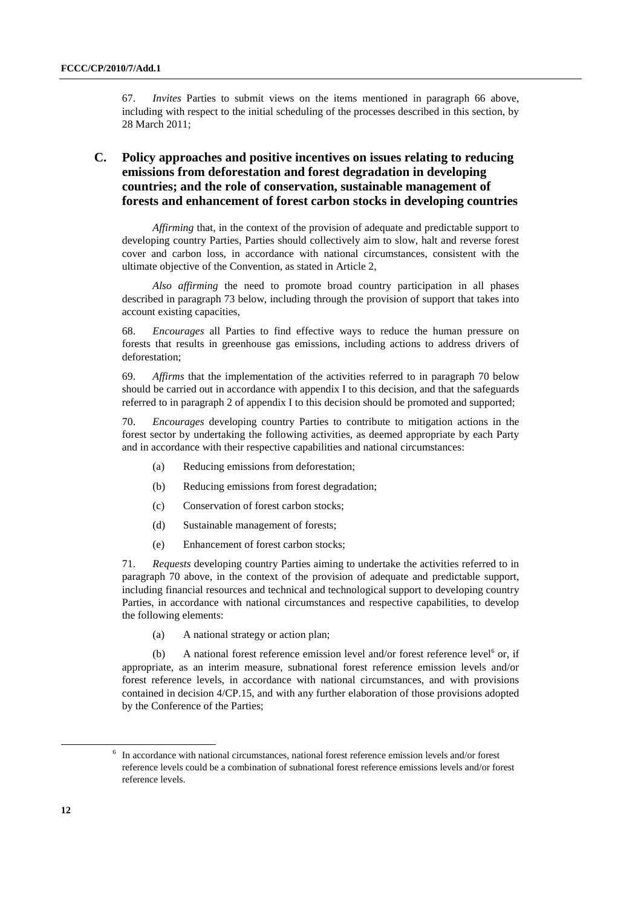67. *Invites* Parties to submit views on the items mentioned in paragraph 66 above, including with respect to the initial scheduling of the processes described in this section, by 28 March 2011;

## C. Policy approaches and positive incentives on issues relating to reducing emissions from deforestation and forest degradation in developing countries; and the role of conservation, sustainable management of forests and enhancement of forest carbon stocks in developing countries

*Affirming* that, in the context of the provision of adequate and predictable support to developing country Parties, Parties should collectively aim to slow, halt and reverse forest cover and carbon loss, in accordance with national circumstances, consistent with the ultimate objective of the Convention, as stated in Article 2,

*Also affirming* the need to promote broad country participation in all phases described in paragraph 73 below, including through the provision of support that takes into account existing capacities,

68. *Encourages* all Parties to find effective ways to reduce the human pressure on forests that results in greenhouse gas emissions, including actions to address drivers of deforestation;

69. *Affirms* that the implementation of the activities referred to in paragraph 70 below should be carried out in accordance with appendix I to this decision, and that the safeguards referred to in paragraph 2 of appendix I to this decision should be promoted and supported;

70. *Encourages* developing country Parties to contribute to mitigation actions in the forest sector by undertaking the following activities, as deemed appropriate by each Party and in accordance with their respective capabilities and national circumstances:

(a) Reducing emissions from deforestation;

(b) Reducing emissions from forest degradation;

(c) Conservation of forest carbon stocks;

(d) Sustainable management of forests;

(e) Enhancement of forest carbon stocks;

71. *Requests* developing country Parties aiming to undertake the activities referred to in paragraph 70 above, in the context of the provision of adequate and predictable support, including financial resources and technical and technological support to developing country Parties, in accordance with national circumstances and respective capabilities, to develop the following elements:

(a) A national strategy or action plan;

(b) A national forest reference emission level and/or forest reference level[6] or, if appropriate, as an interim measure, subnational forest reference emission levels and/or forest reference levels, in accordance with national circumstances, and with provisions contained in decision 4/CP.15, and with any further elaboration of those provisions adopted by the Conference of the Parties;

[6] In accordance with national circumstances, national forest reference emission levels and/or forest reference levels could be a combination of subnational forest reference emissions levels and/or forest reference levels.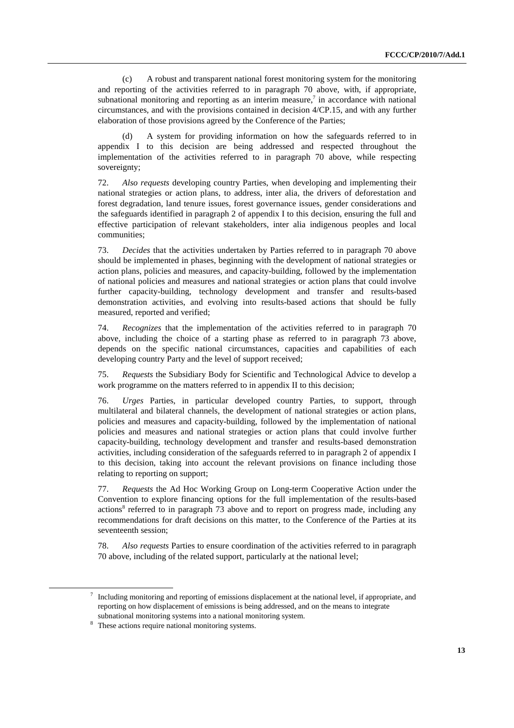(c) A robust and transparent national forest monitoring system for the monitoring and reporting of the activities referred to in paragraph 70 above, with, if appropriate, subnational monitoring and reporting as an interim measure,[7] in accordance with national circumstances, and with the provisions contained in decision 4/CP.15, and with any further elaboration of those provisions agreed by the Conference of the Parties;

(d) A system for providing information on how the safeguards referred to in appendix I to this decision are being addressed and respected throughout the implementation of the activities referred to in paragraph 70 above, while respecting sovereignty;

72. *Also requests* developing country Parties, when developing and implementing their national strategies or action plans, to address, inter alia, the drivers of deforestation and forest degradation, land tenure issues, forest governance issues, gender considerations and the safeguards identified in paragraph 2 of appendix I to this decision, ensuring the full and effective participation of relevant stakeholders, inter alia indigenous peoples and local communities;

73. *Decides* that the activities undertaken by Parties referred to in paragraph 70 above should be implemented in phases, beginning with the development of national strategies or action plans, policies and measures, and capacity-building, followed by the implementation of national policies and measures and national strategies or action plans that could involve further capacity-building, technology development and transfer and results-based demonstration activities, and evolving into results-based actions that should be fully measured, reported and verified;

74. *Recognizes* that the implementation of the activities referred to in paragraph 70 above, including the choice of a starting phase as referred to in paragraph 73 above, depends on the specific national circumstances, capacities and capabilities of each developing country Party and the level of support received;

75. *Requests* the Subsidiary Body for Scientific and Technological Advice to develop a work programme on the matters referred to in appendix II to this decision;

76. *Urges* Parties, in particular developed country Parties, to support, through multilateral and bilateral channels, the development of national strategies or action plans, policies and measures and capacity-building, followed by the implementation of national policies and measures and national strategies or action plans that could involve further capacity-building, technology development and transfer and results-based demonstration activities, including consideration of the safeguards referred to in paragraph 2 of appendix I to this decision, taking into account the relevant provisions on finance including those relating to reporting on support;

77. *Requests* the Ad Hoc Working Group on Long-term Cooperative Action under the Convention to explore financing options for the full implementation of the results-based actions[8] referred to in paragraph 73 above and to report on progress made, including any recommendations for draft decisions on this matter, to the Conference of the Parties at its seventeenth session;

78. *Also requests* Parties to ensure coordination of the activities referred to in paragraph 70 above, including of the related support, particularly at the national level;

---

[7] Including monitoring and reporting of emissions displacement at the national level, if appropriate, and reporting on how displacement of emissions is being addressed, and on the means to integrate subnational monitoring systems into a national monitoring system.

[8] These actions require national monitoring systems.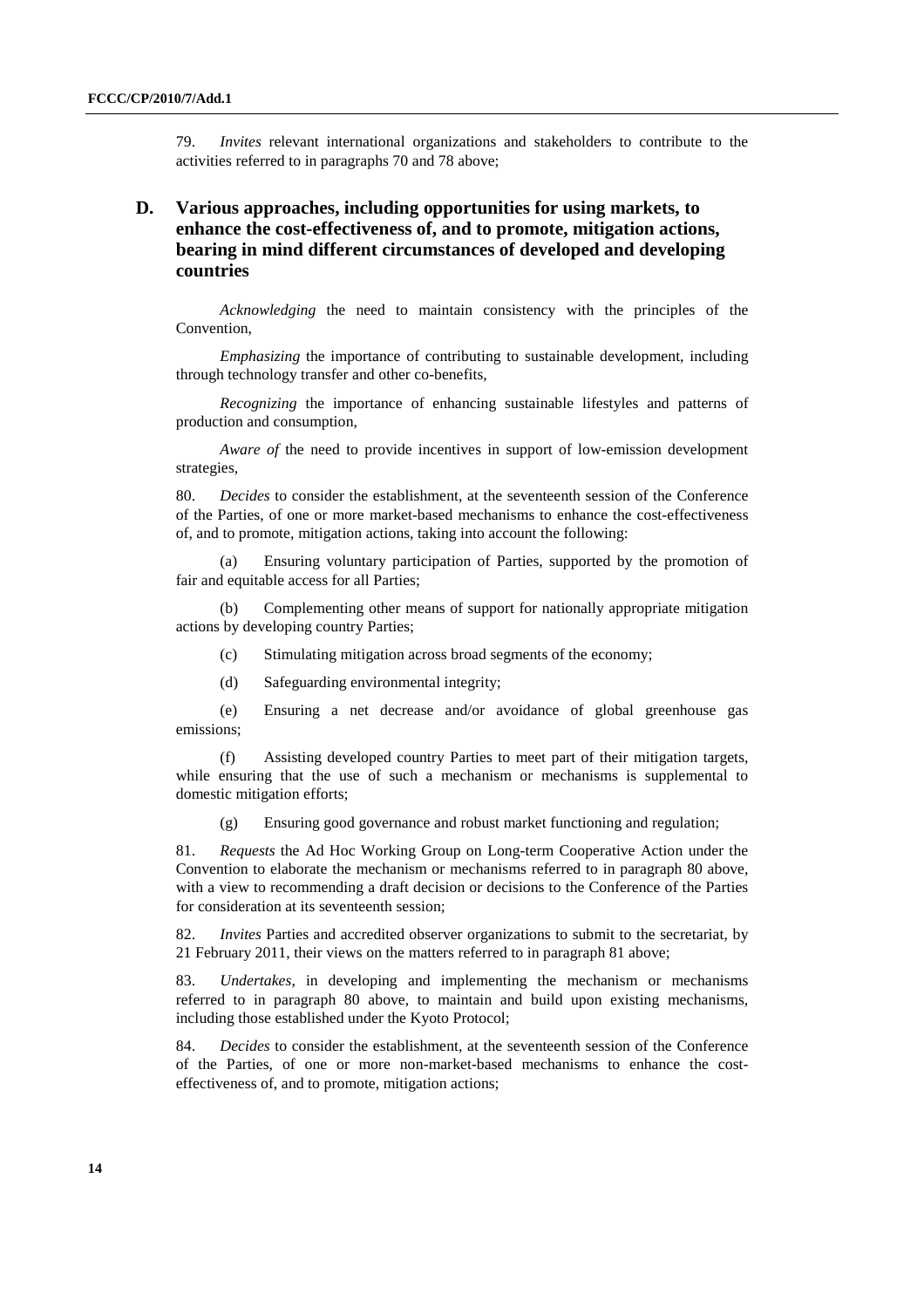79. *Invites* relevant international organizations and stakeholders to contribute to the activities referred to in paragraphs 70 and 78 above;

## D. Various approaches, including opportunities for using markets, to enhance the cost-effectiveness of, and to promote, mitigation actions, bearing in mind different circumstances of developed and developing countries

*Acknowledging* the need to maintain consistency with the principles of the Convention,

*Emphasizing* the importance of contributing to sustainable development, including through technology transfer and other co-benefits,

*Recognizing* the importance of enhancing sustainable lifestyles and patterns of production and consumption,

*Aware of* the need to provide incentives in support of low-emission development strategies,

80. *Decides* to consider the establishment, at the seventeenth session of the Conference of the Parties, of one or more market-based mechanisms to enhance the cost-effectiveness of, and to promote, mitigation actions, taking into account the following:

(a) Ensuring voluntary participation of Parties, supported by the promotion of fair and equitable access for all Parties;

(b) Complementing other means of support for nationally appropriate mitigation actions by developing country Parties;

(c) Stimulating mitigation across broad segments of the economy;

(d) Safeguarding environmental integrity;

(e) Ensuring a net decrease and/or avoidance of global greenhouse gas emissions;

(f) Assisting developed country Parties to meet part of their mitigation targets, while ensuring that the use of such a mechanism or mechanisms is supplemental to domestic mitigation efforts;

(g) Ensuring good governance and robust market functioning and regulation;

81. *Requests* the Ad Hoc Working Group on Long-term Cooperative Action under the Convention to elaborate the mechanism or mechanisms referred to in paragraph 80 above, with a view to recommending a draft decision or decisions to the Conference of the Parties for consideration at its seventeenth session;

82. *Invites* Parties and accredited observer organizations to submit to the secretariat, by 21 February 2011, their views on the matters referred to in paragraph 81 above;

83. *Undertakes*, in developing and implementing the mechanism or mechanisms referred to in paragraph 80 above, to maintain and build upon existing mechanisms, including those established under the Kyoto Protocol;

84. *Decides* to consider the establishment, at the seventeenth session of the Conference of the Parties, of one or more non-market-based mechanisms to enhance the cost-effectiveness of, and to promote, mitigation actions;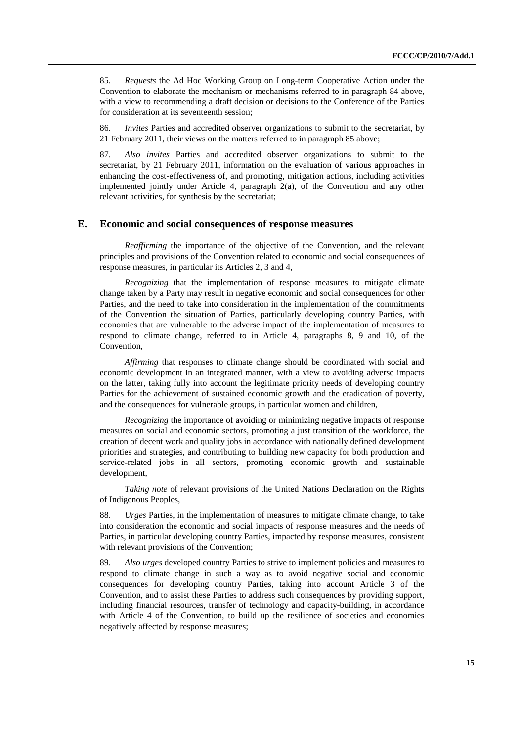85. *Requests* the Ad Hoc Working Group on Long-term Cooperative Action under the Convention to elaborate the mechanism or mechanisms referred to in paragraph 84 above, with a view to recommending a draft decision or decisions to the Conference of the Parties for consideration at its seventeenth session;

86. *Invites* Parties and accredited observer organizations to submit to the secretariat, by 21 February 2011, their views on the matters referred to in paragraph 85 above;

87. *Also invites* Parties and accredited observer organizations to submit to the secretariat, by 21 February 2011, information on the evaluation of various approaches in enhancing the cost-effectiveness of, and promoting, mitigation actions, including activities implemented jointly under Article 4, paragraph 2(a), of the Convention and any other relevant activities, for synthesis by the secretariat;

## E. Economic and social consequences of response measures

*Reaffirming* the importance of the objective of the Convention, and the relevant principles and provisions of the Convention related to economic and social consequences of response measures, in particular its Articles 2, 3 and 4,

*Recognizing* that the implementation of response measures to mitigate climate change taken by a Party may result in negative economic and social consequences for other Parties, and the need to take into consideration in the implementation of the commitments of the Convention the situation of Parties, particularly developing country Parties, with economies that are vulnerable to the adverse impact of the implementation of measures to respond to climate change, referred to in Article 4, paragraphs 8, 9 and 10, of the Convention,

*Affirming* that responses to climate change should be coordinated with social and economic development in an integrated manner, with a view to avoiding adverse impacts on the latter, taking fully into account the legitimate priority needs of developing country Parties for the achievement of sustained economic growth and the eradication of poverty, and the consequences for vulnerable groups, in particular women and children,

*Recognizing* the importance of avoiding or minimizing negative impacts of response measures on social and economic sectors, promoting a just transition of the workforce, the creation of decent work and quality jobs in accordance with nationally defined development priorities and strategies, and contributing to building new capacity for both production and service-related jobs in all sectors, promoting economic growth and sustainable development,

*Taking note* of relevant provisions of the United Nations Declaration on the Rights of Indigenous Peoples,

88. *Urges* Parties, in the implementation of measures to mitigate climate change, to take into consideration the economic and social impacts of response measures and the needs of Parties, in particular developing country Parties, impacted by response measures, consistent with relevant provisions of the Convention;

89. *Also urges* developed country Parties to strive to implement policies and measures to respond to climate change in such a way as to avoid negative social and economic consequences for developing country Parties, taking into account Article 3 of the Convention, and to assist these Parties to address such consequences by providing support, including financial resources, transfer of technology and capacity-building, in accordance with Article 4 of the Convention, to build up the resilience of societies and economies negatively affected by response measures;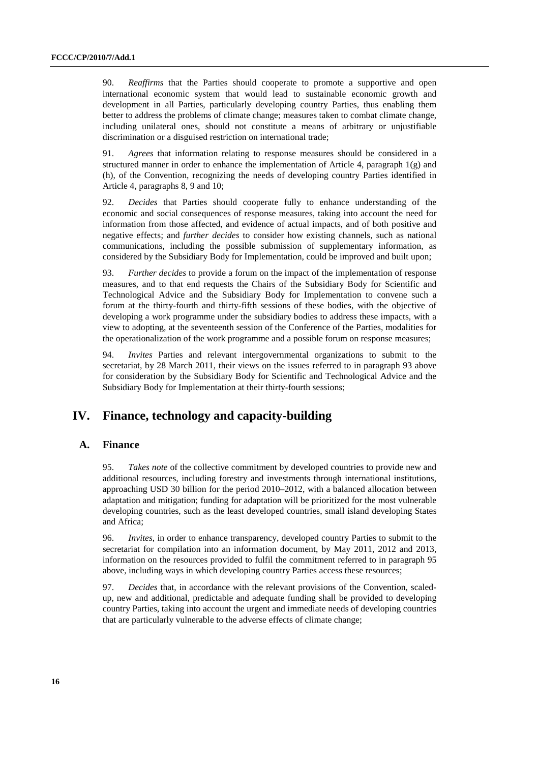90. *Reaffirms* that the Parties should cooperate to promote a supportive and open international economic system that would lead to sustainable economic growth and development in all Parties, particularly developing country Parties, thus enabling them better to address the problems of climate change; measures taken to combat climate change, including unilateral ones, should not constitute a means of arbitrary or unjustifiable discrimination or a disguised restriction on international trade;

91. *Agrees* that information relating to response measures should be considered in a structured manner in order to enhance the implementation of Article 4, paragraph 1(g) and (h), of the Convention, recognizing the needs of developing country Parties identified in Article 4, paragraphs 8, 9 and 10;

92. *Decides* that Parties should cooperate fully to enhance understanding of the economic and social consequences of response measures, taking into account the need for information from those affected, and evidence of actual impacts, and of both positive and negative effects; and *further decides* to consider how existing channels, such as national communications, including the possible submission of supplementary information, as considered by the Subsidiary Body for Implementation, could be improved and built upon;

93. *Further decides* to provide a forum on the impact of the implementation of response measures, and to that end requests the Chairs of the Subsidiary Body for Scientific and Technological Advice and the Subsidiary Body for Implementation to convene such a forum at the thirty-fourth and thirty-fifth sessions of these bodies, with the objective of developing a work programme under the subsidiary bodies to address these impacts, with a view to adopting, at the seventeenth session of the Conference of the Parties, modalities for the operationalization of the work programme and a possible forum on response measures;

94. *Invites* Parties and relevant intergovernmental organizations to submit to the secretariat, by 28 March 2011, their views on the issues referred to in paragraph 93 above for consideration by the Subsidiary Body for Scientific and Technological Advice and the Subsidiary Body for Implementation at their thirty-fourth sessions;

# IV. Finance, technology and capacity-building

## A. Finance

95. *Takes note* of the collective commitment by developed countries to provide new and additional resources, including forestry and investments through international institutions, approaching USD 30 billion for the period 2010–2012, with a balanced allocation between adaptation and mitigation; funding for adaptation will be prioritized for the most vulnerable developing countries, such as the least developed countries, small island developing States and Africa;

96. *Invites*, in order to enhance transparency, developed country Parties to submit to the secretariat for compilation into an information document, by May 2011, 2012 and 2013, information on the resources provided to fulfil the commitment referred to in paragraph 95 above, including ways in which developing country Parties access these resources;

97. *Decides* that, in accordance with the relevant provisions of the Convention, scaled-up, new and additional, predictable and adequate funding shall be provided to developing country Parties, taking into account the urgent and immediate needs of developing countries that are particularly vulnerable to the adverse effects of climate change;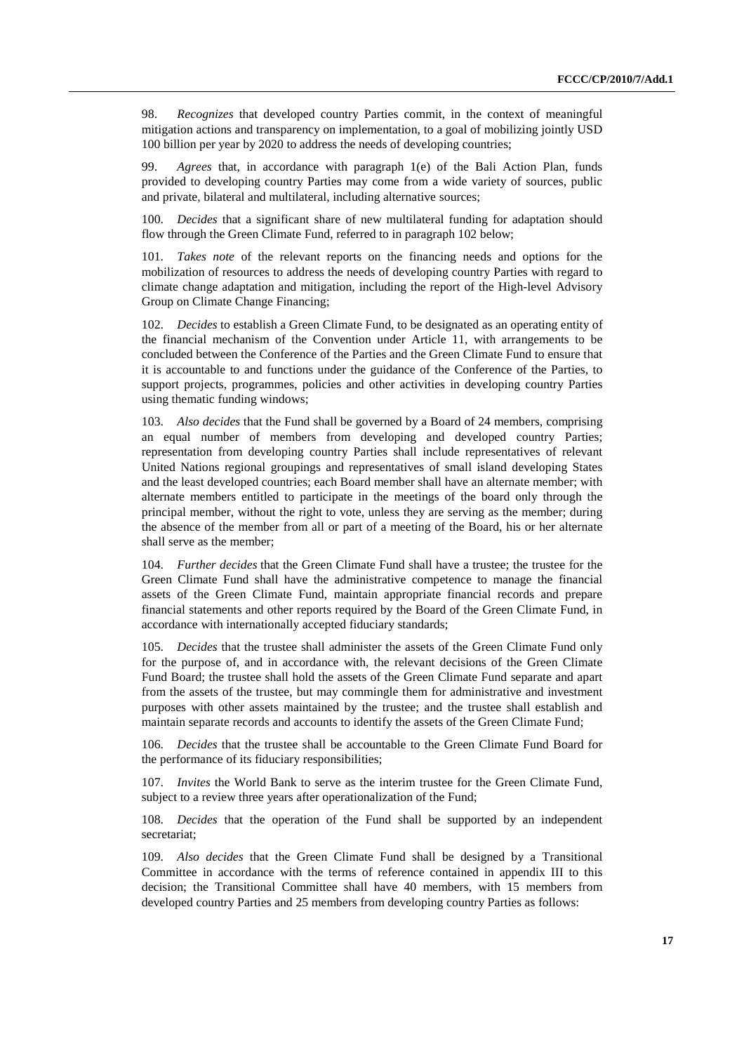98. *Recognizes* that developed country Parties commit, in the context of meaningful mitigation actions and transparency on implementation, to a goal of mobilizing jointly USD 100 billion per year by 2020 to address the needs of developing countries;

99. *Agrees* that, in accordance with paragraph 1(e) of the Bali Action Plan, funds provided to developing country Parties may come from a wide variety of sources, public and private, bilateral and multilateral, including alternative sources;

100. *Decides* that a significant share of new multilateral funding for adaptation should flow through the Green Climate Fund, referred to in paragraph 102 below;

101. *Takes note* of the relevant reports on the financing needs and options for the mobilization of resources to address the needs of developing country Parties with regard to climate change adaptation and mitigation, including the report of the High-level Advisory Group on Climate Change Financing;

102. *Decides* to establish a Green Climate Fund, to be designated as an operating entity of the financial mechanism of the Convention under Article 11, with arrangements to be concluded between the Conference of the Parties and the Green Climate Fund to ensure that it is accountable to and functions under the guidance of the Conference of the Parties, to support projects, programmes, policies and other activities in developing country Parties using thematic funding windows;

103. *Also decides* that the Fund shall be governed by a Board of 24 members, comprising an equal number of members from developing and developed country Parties; representation from developing country Parties shall include representatives of relevant United Nations regional groupings and representatives of small island developing States and the least developed countries; each Board member shall have an alternate member; with alternate members entitled to participate in the meetings of the board only through the principal member, without the right to vote, unless they are serving as the member; during the absence of the member from all or part of a meeting of the Board, his or her alternate shall serve as the member;

104. *Further decides* that the Green Climate Fund shall have a trustee; the trustee for the Green Climate Fund shall have the administrative competence to manage the financial assets of the Green Climate Fund, maintain appropriate financial records and prepare financial statements and other reports required by the Board of the Green Climate Fund, in accordance with internationally accepted fiduciary standards;

105. *Decides* that the trustee shall administer the assets of the Green Climate Fund only for the purpose of, and in accordance with, the relevant decisions of the Green Climate Fund Board; the trustee shall hold the assets of the Green Climate Fund separate and apart from the assets of the trustee, but may commingle them for administrative and investment purposes with other assets maintained by the trustee; and the trustee shall establish and maintain separate records and accounts to identify the assets of the Green Climate Fund;

106. *Decides* that the trustee shall be accountable to the Green Climate Fund Board for the performance of its fiduciary responsibilities;

107. *Invites* the World Bank to serve as the interim trustee for the Green Climate Fund, subject to a review three years after operationalization of the Fund;

108. *Decides* that the operation of the Fund shall be supported by an independent secretariat;

109. *Also decides* that the Green Climate Fund shall be designed by a Transitional Committee in accordance with the terms of reference contained in appendix III to this decision; the Transitional Committee shall have 40 members, with 15 members from developed country Parties and 25 members from developing country Parties as follows: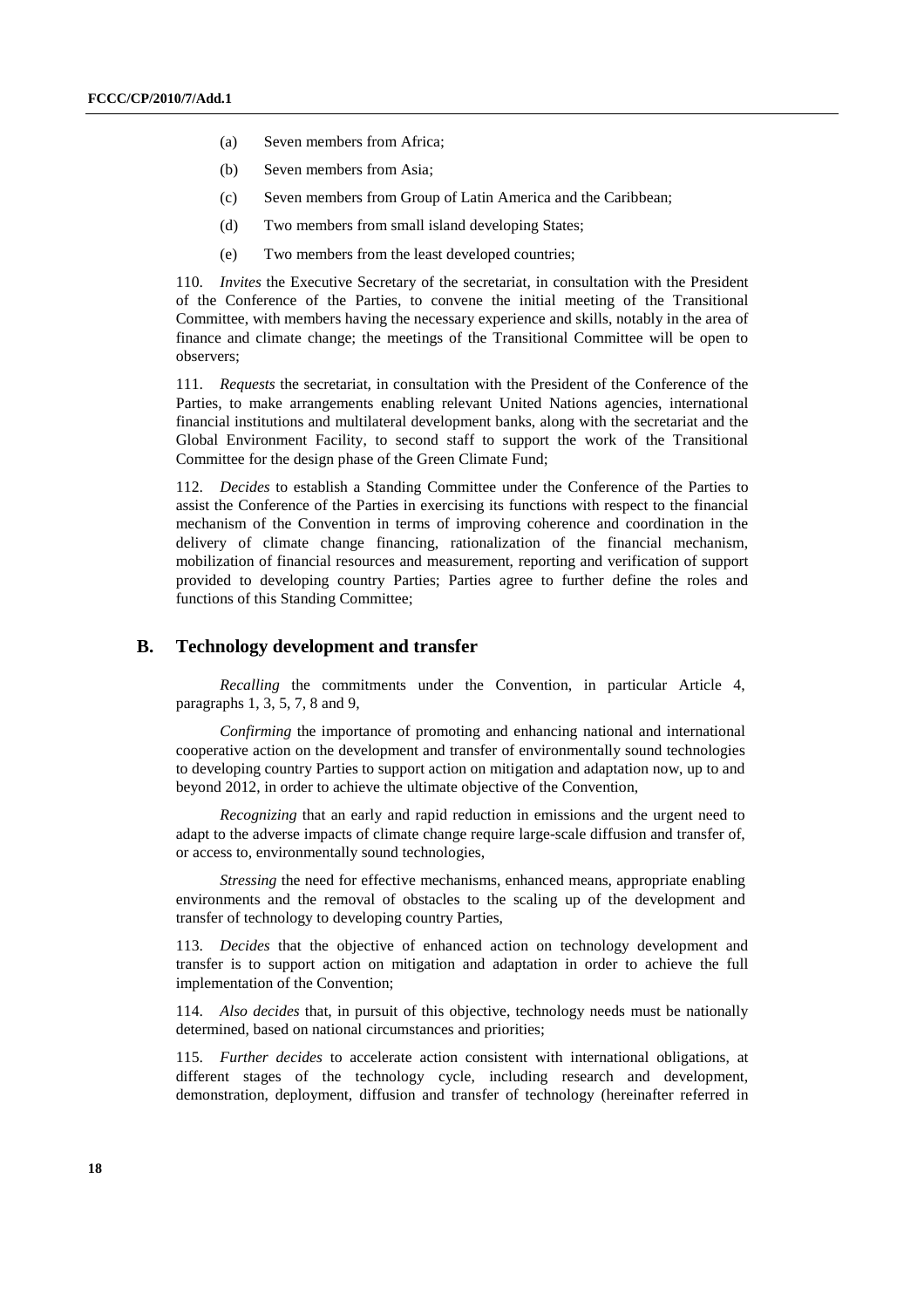(a) Seven members from Africa;

(b) Seven members from Asia;

(c) Seven members from Group of Latin America and the Caribbean;

(d) Two members from small island developing States;

(e) Two members from the least developed countries;

110. *Invites* the Executive Secretary of the secretariat, in consultation with the President of the Conference of the Parties, to convene the initial meeting of the Transitional Committee, with members having the necessary experience and skills, notably in the area of finance and climate change; the meetings of the Transitional Committee will be open to observers;

111. *Requests* the secretariat, in consultation with the President of the Conference of the Parties, to make arrangements enabling relevant United Nations agencies, international financial institutions and multilateral development banks, along with the secretariat and the Global Environment Facility, to second staff to support the work of the Transitional Committee for the design phase of the Green Climate Fund;

112. *Decides* to establish a Standing Committee under the Conference of the Parties to assist the Conference of the Parties in exercising its functions with respect to the financial mechanism of the Convention in terms of improving coherence and coordination in the delivery of climate change financing, rationalization of the financial mechanism, mobilization of financial resources and measurement, reporting and verification of support provided to developing country Parties; Parties agree to further define the roles and functions of this Standing Committee;

## B. Technology development and transfer

*Recalling* the commitments under the Convention, in particular Article 4, paragraphs 1, 3, 5, 7, 8 and 9,

*Confirming* the importance of promoting and enhancing national and international cooperative action on the development and transfer of environmentally sound technologies to developing country Parties to support action on mitigation and adaptation now, up to and beyond 2012, in order to achieve the ultimate objective of the Convention,

*Recognizing* that an early and rapid reduction in emissions and the urgent need to adapt to the adverse impacts of climate change require large-scale diffusion and transfer of, or access to, environmentally sound technologies,

*Stressing* the need for effective mechanisms, enhanced means, appropriate enabling environments and the removal of obstacles to the scaling up of the development and transfer of technology to developing country Parties,

113. *Decides* that the objective of enhanced action on technology development and transfer is to support action on mitigation and adaptation in order to achieve the full implementation of the Convention;

114. *Also decides* that, in pursuit of this objective, technology needs must be nationally determined, based on national circumstances and priorities;

115. *Further decides* to accelerate action consistent with international obligations, at different stages of the technology cycle, including research and development, demonstration, deployment, diffusion and transfer of technology (hereinafter referred in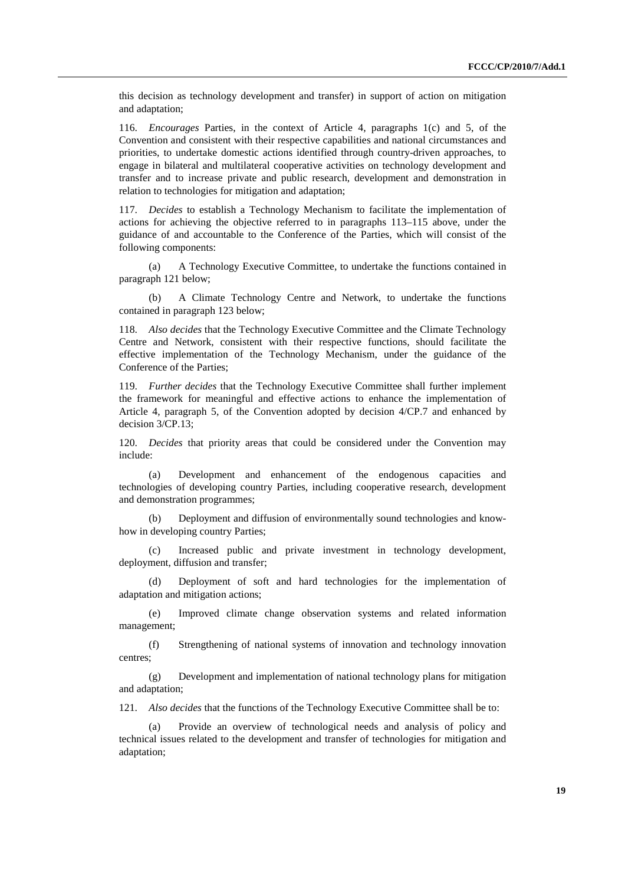this decision as technology development and transfer) in support of action on mitigation and adaptation;

116. *Encourages* Parties, in the context of Article 4, paragraphs 1(c) and 5, of the Convention and consistent with their respective capabilities and national circumstances and priorities, to undertake domestic actions identified through country-driven approaches, to engage in bilateral and multilateral cooperative activities on technology development and transfer and to increase private and public research, development and demonstration in relation to technologies for mitigation and adaptation;

117. *Decides* to establish a Technology Mechanism to facilitate the implementation of actions for achieving the objective referred to in paragraphs 113–115 above, under the guidance of and accountable to the Conference of the Parties, which will consist of the following components:

(a) A Technology Executive Committee, to undertake the functions contained in paragraph 121 below;

(b) A Climate Technology Centre and Network, to undertake the functions contained in paragraph 123 below;

118. *Also decides* that the Technology Executive Committee and the Climate Technology Centre and Network, consistent with their respective functions, should facilitate the effective implementation of the Technology Mechanism, under the guidance of the Conference of the Parties;

119. *Further decides* that the Technology Executive Committee shall further implement the framework for meaningful and effective actions to enhance the implementation of Article 4, paragraph 5, of the Convention adopted by decision 4/CP.7 and enhanced by decision 3/CP.13;

120. *Decides* that priority areas that could be considered under the Convention may include:

(a) Development and enhancement of the endogenous capacities and technologies of developing country Parties, including cooperative research, development and demonstration programmes;

(b) Deployment and diffusion of environmentally sound technologies and know-how in developing country Parties;

(c) Increased public and private investment in technology development, deployment, diffusion and transfer;

(d) Deployment of soft and hard technologies for the implementation of adaptation and mitigation actions;

(e) Improved climate change observation systems and related information management;

(f) Strengthening of national systems of innovation and technology innovation centres;

(g) Development and implementation of national technology plans for mitigation and adaptation;

121. *Also decides* that the functions of the Technology Executive Committee shall be to:

(a) Provide an overview of technological needs and analysis of policy and technical issues related to the development and transfer of technologies for mitigation and adaptation;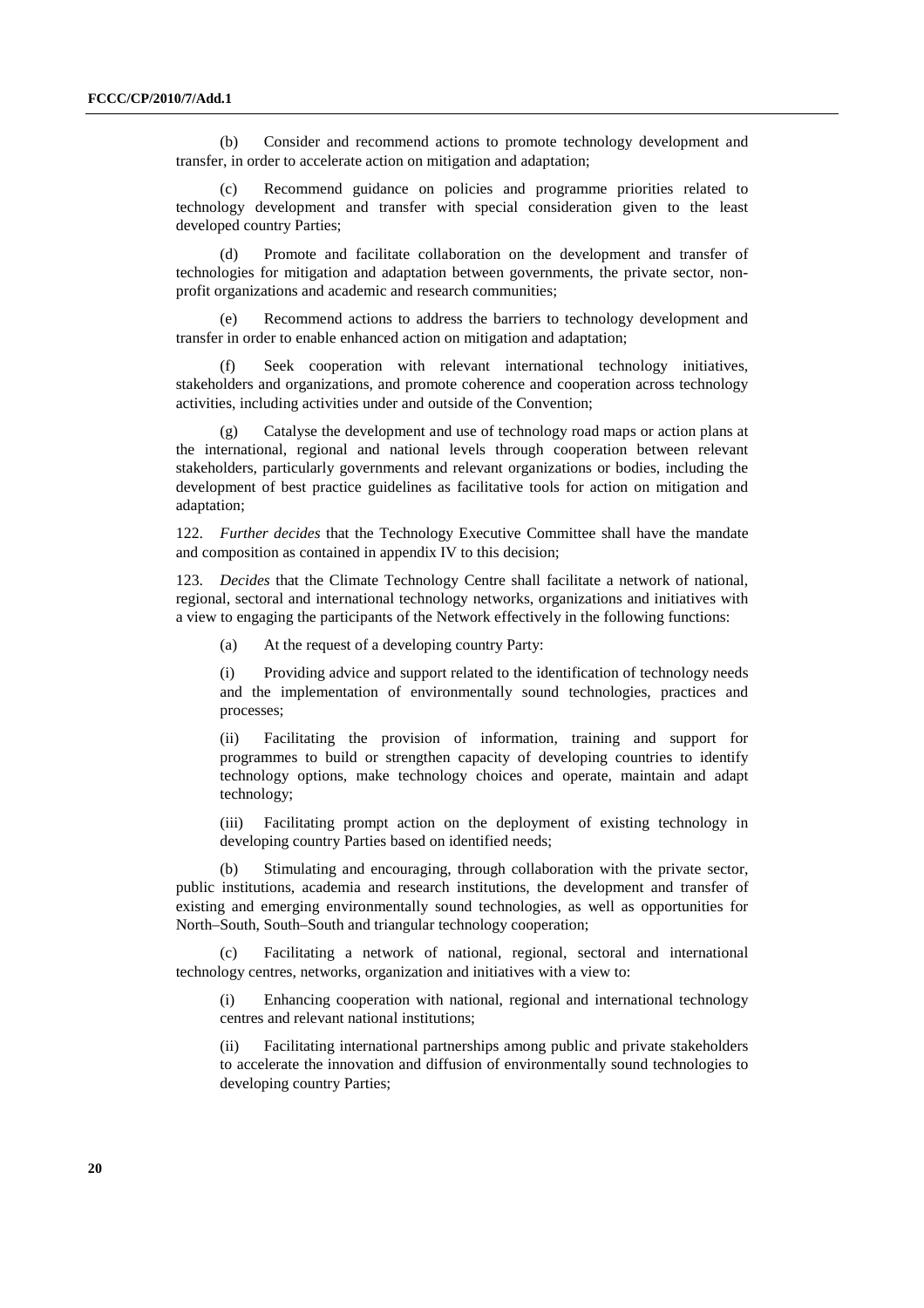(b) Consider and recommend actions to promote technology development and transfer, in order to accelerate action on mitigation and adaptation;

(c) Recommend guidance on policies and programme priorities related to technology development and transfer with special consideration given to the least developed country Parties;

(d) Promote and facilitate collaboration on the development and transfer of technologies for mitigation and adaptation between governments, the private sector, non-profit organizations and academic and research communities;

(e) Recommend actions to address the barriers to technology development and transfer in order to enable enhanced action on mitigation and adaptation;

(f) Seek cooperation with relevant international technology initiatives, stakeholders and organizations, and promote coherence and cooperation across technology activities, including activities under and outside of the Convention;

(g) Catalyse the development and use of technology road maps or action plans at the international, regional and national levels through cooperation between relevant stakeholders, particularly governments and relevant organizations or bodies, including the development of best practice guidelines as facilitative tools for action on mitigation and adaptation;

122. *Further decides* that the Technology Executive Committee shall have the mandate and composition as contained in appendix IV to this decision;

123. *Decides* that the Climate Technology Centre shall facilitate a network of national, regional, sectoral and international technology networks, organizations and initiatives with a view to engaging the participants of the Network effectively in the following functions:

(a) At the request of a developing country Party:

(i) Providing advice and support related to the identification of technology needs and the implementation of environmentally sound technologies, practices and processes;

(ii) Facilitating the provision of information, training and support for programmes to build or strengthen capacity of developing countries to identify technology options, make technology choices and operate, maintain and adapt technology;

(iii) Facilitating prompt action on the deployment of existing technology in developing country Parties based on identified needs;

(b) Stimulating and encouraging, through collaboration with the private sector, public institutions, academia and research institutions, the development and transfer of existing and emerging environmentally sound technologies, as well as opportunities for North–South, South–South and triangular technology cooperation;

(c) Facilitating a network of national, regional, sectoral and international technology centres, networks, organization and initiatives with a view to:

(i) Enhancing cooperation with national, regional and international technology centres and relevant national institutions;

(ii) Facilitating international partnerships among public and private stakeholders to accelerate the innovation and diffusion of environmentally sound technologies to developing country Parties;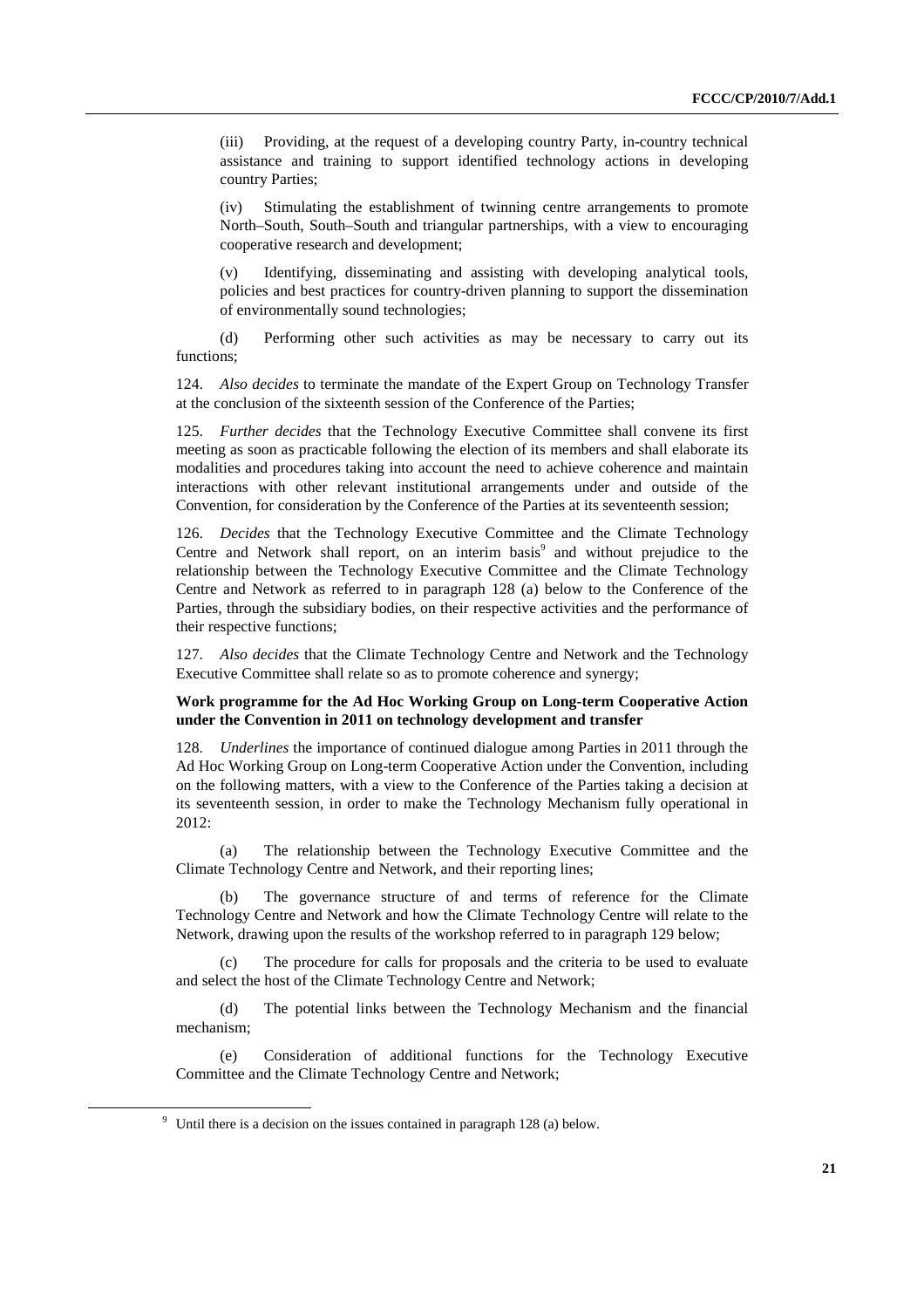(iii) Providing, at the request of a developing country Party, in-country technical assistance and training to support identified technology actions in developing country Parties;

(iv) Stimulating the establishment of twinning centre arrangements to promote North–South, South–South and triangular partnerships, with a view to encouraging cooperative research and development;

(v) Identifying, disseminating and assisting with developing analytical tools, policies and best practices for country-driven planning to support the dissemination of environmentally sound technologies;

(d) Performing other such activities as may be necessary to carry out its functions;

124. *Also decides* to terminate the mandate of the Expert Group on Technology Transfer at the conclusion of the sixteenth session of the Conference of the Parties;

125. *Further decides* that the Technology Executive Committee shall convene its first meeting as soon as practicable following the election of its members and shall elaborate its modalities and procedures taking into account the need to achieve coherence and maintain interactions with other relevant institutional arrangements under and outside of the Convention, for consideration by the Conference of the Parties at its seventeenth session;

126. *Decides* that the Technology Executive Committee and the Climate Technology Centre and Network shall report, on an interim basis[9] and without prejudice to the relationship between the Technology Executive Committee and the Climate Technology Centre and Network as referred to in paragraph 128 (a) below to the Conference of the Parties, through the subsidiary bodies, on their respective activities and the performance of their respective functions;

127. *Also decides* that the Climate Technology Centre and Network and the Technology Executive Committee shall relate so as to promote coherence and synergy;

**Work programme for the Ad Hoc Working Group on Long-term Cooperative Action under the Convention in 2011 on technology development and transfer**

128. *Underlines* the importance of continued dialogue among Parties in 2011 through the Ad Hoc Working Group on Long-term Cooperative Action under the Convention, including on the following matters, with a view to the Conference of the Parties taking a decision at its seventeenth session, in order to make the Technology Mechanism fully operational in 2012:

(a) The relationship between the Technology Executive Committee and the Climate Technology Centre and Network, and their reporting lines;

(b) The governance structure of and terms of reference for the Climate Technology Centre and Network and how the Climate Technology Centre will relate to the Network, drawing upon the results of the workshop referred to in paragraph 129 below;

(c) The procedure for calls for proposals and the criteria to be used to evaluate and select the host of the Climate Technology Centre and Network;

(d) The potential links between the Technology Mechanism and the financial mechanism;

(e) Consideration of additional functions for the Technology Executive Committee and the Climate Technology Centre and Network;

[9] Until there is a decision on the issues contained in paragraph 128 (a) below.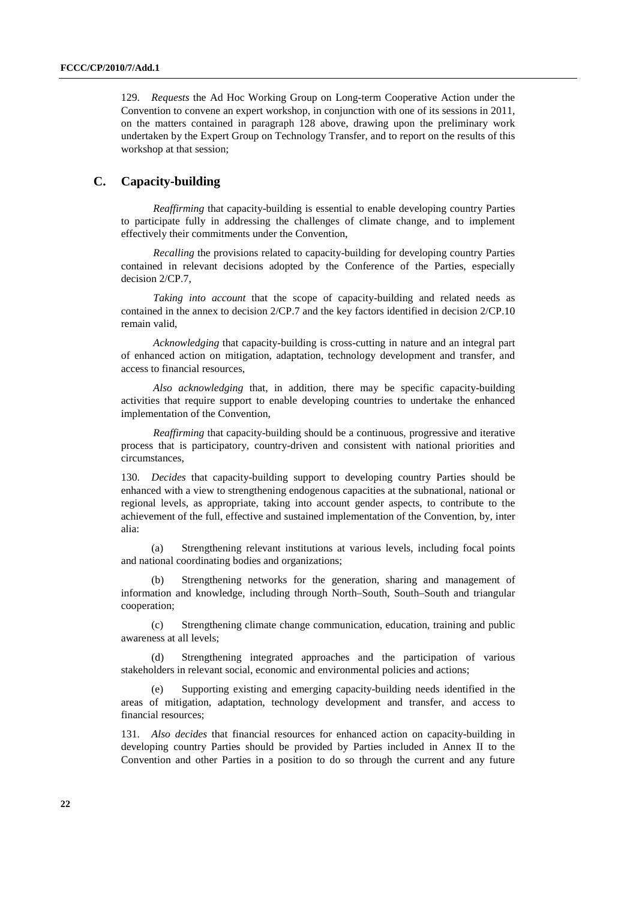129. *Requests* the Ad Hoc Working Group on Long-term Cooperative Action under the Convention to convene an expert workshop, in conjunction with one of its sessions in 2011, on the matters contained in paragraph 128 above, drawing upon the preliminary work undertaken by the Expert Group on Technology Transfer, and to report on the results of this workshop at that session;

## C. Capacity-building

*Reaffirming* that capacity-building is essential to enable developing country Parties to participate fully in addressing the challenges of climate change, and to implement effectively their commitments under the Convention,

*Recalling* the provisions related to capacity-building for developing country Parties contained in relevant decisions adopted by the Conference of the Parties, especially decision 2/CP.7,

*Taking into account* that the scope of capacity-building and related needs as contained in the annex to decision 2/CP.7 and the key factors identified in decision 2/CP.10 remain valid,

*Acknowledging* that capacity-building is cross-cutting in nature and an integral part of enhanced action on mitigation, adaptation, technology development and transfer, and access to financial resources,

*Also acknowledging* that, in addition, there may be specific capacity-building activities that require support to enable developing countries to undertake the enhanced implementation of the Convention,

*Reaffirming* that capacity-building should be a continuous, progressive and iterative process that is participatory, country-driven and consistent with national priorities and circumstances,

130. *Decides* that capacity-building support to developing country Parties should be enhanced with a view to strengthening endogenous capacities at the subnational, national or regional levels, as appropriate, taking into account gender aspects, to contribute to the achievement of the full, effective and sustained implementation of the Convention, by, inter alia:

(a) Strengthening relevant institutions at various levels, including focal points and national coordinating bodies and organizations;

(b) Strengthening networks for the generation, sharing and management of information and knowledge, including through North–South, South–South and triangular cooperation;

(c) Strengthening climate change communication, education, training and public awareness at all levels;

(d) Strengthening integrated approaches and the participation of various stakeholders in relevant social, economic and environmental policies and actions;

(e) Supporting existing and emerging capacity-building needs identified in the areas of mitigation, adaptation, technology development and transfer, and access to financial resources;

131. *Also decides* that financial resources for enhanced action on capacity-building in developing country Parties should be provided by Parties included in Annex II to the Convention and other Parties in a position to do so through the current and any future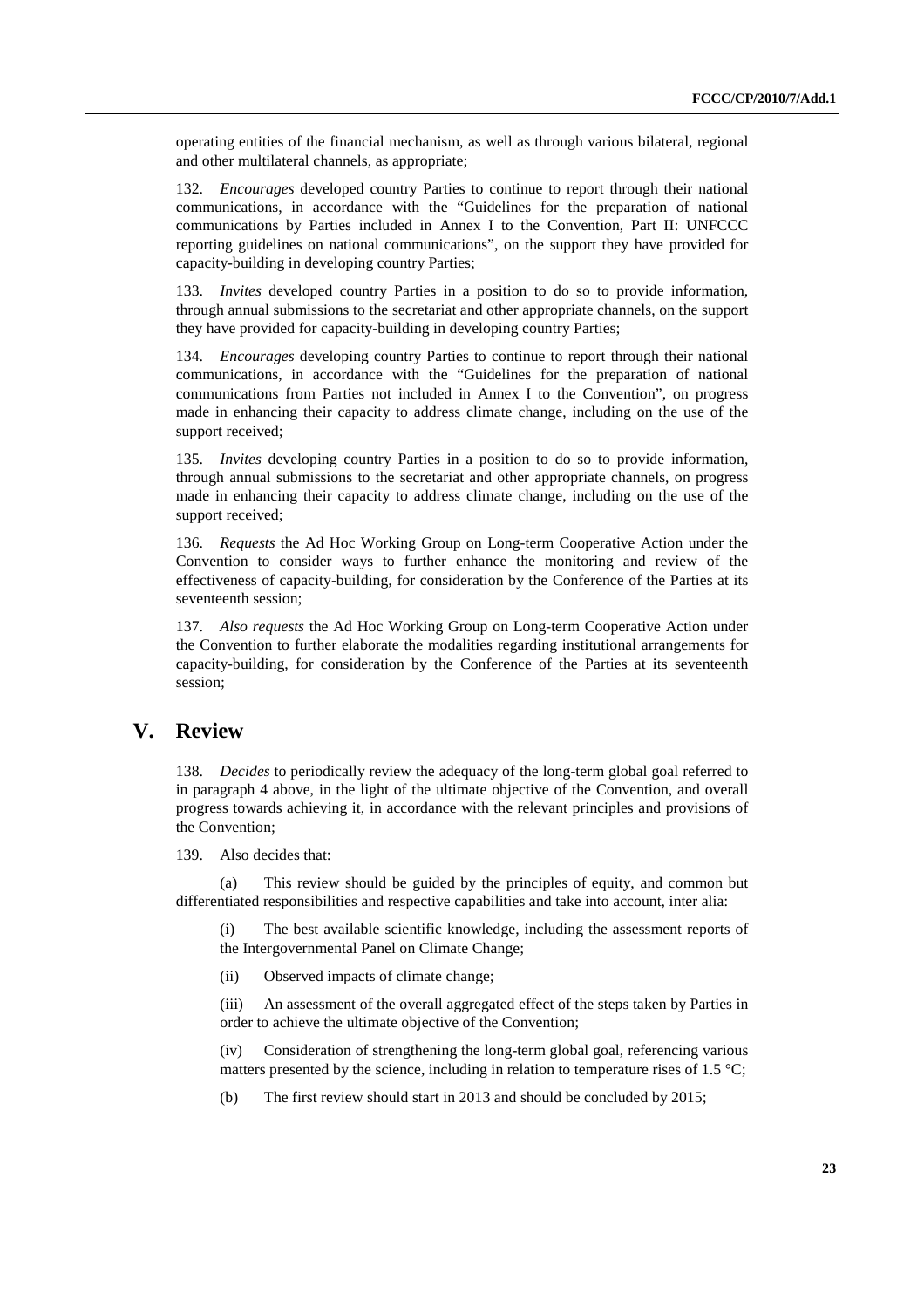operating entities of the financial mechanism, as well as through various bilateral, regional and other multilateral channels, as appropriate;

132. *Encourages* developed country Parties to continue to report through their national communications, in accordance with the "Guidelines for the preparation of national communications by Parties included in Annex I to the Convention, Part II: UNFCCC reporting guidelines on national communications", on the support they have provided for capacity-building in developing country Parties;

133. *Invites* developed country Parties in a position to do so to provide information, through annual submissions to the secretariat and other appropriate channels, on the support they have provided for capacity-building in developing country Parties;

134. *Encourages* developing country Parties to continue to report through their national communications, in accordance with the "Guidelines for the preparation of national communications from Parties not included in Annex I to the Convention", on progress made in enhancing their capacity to address climate change, including on the use of the support received;

135. *Invites* developing country Parties in a position to do so to provide information, through annual submissions to the secretariat and other appropriate channels, on progress made in enhancing their capacity to address climate change, including on the use of the support received;

136. *Requests* the Ad Hoc Working Group on Long-term Cooperative Action under the Convention to consider ways to further enhance the monitoring and review of the effectiveness of capacity-building, for consideration by the Conference of the Parties at its seventeenth session;

137. *Also requests* the Ad Hoc Working Group on Long-term Cooperative Action under the Convention to further elaborate the modalities regarding institutional arrangements for capacity-building, for consideration by the Conference of the Parties at its seventeenth session;

# V. Review

138. *Decides* to periodically review the adequacy of the long-term global goal referred to in paragraph 4 above, in the light of the ultimate objective of the Convention, and overall progress towards achieving it, in accordance with the relevant principles and provisions of the Convention;

139. Also decides that:

(a) This review should be guided by the principles of equity, and common but differentiated responsibilities and respective capabilities and take into account, inter alia:

(i) The best available scientific knowledge, including the assessment reports of the Intergovernmental Panel on Climate Change;

(ii) Observed impacts of climate change;

(iii) An assessment of the overall aggregated effect of the steps taken by Parties in order to achieve the ultimate objective of the Convention;

(iv) Consideration of strengthening the long-term global goal, referencing various matters presented by the science, including in relation to temperature rises of 1.5 °C;

(b) The first review should start in 2013 and should be concluded by 2015;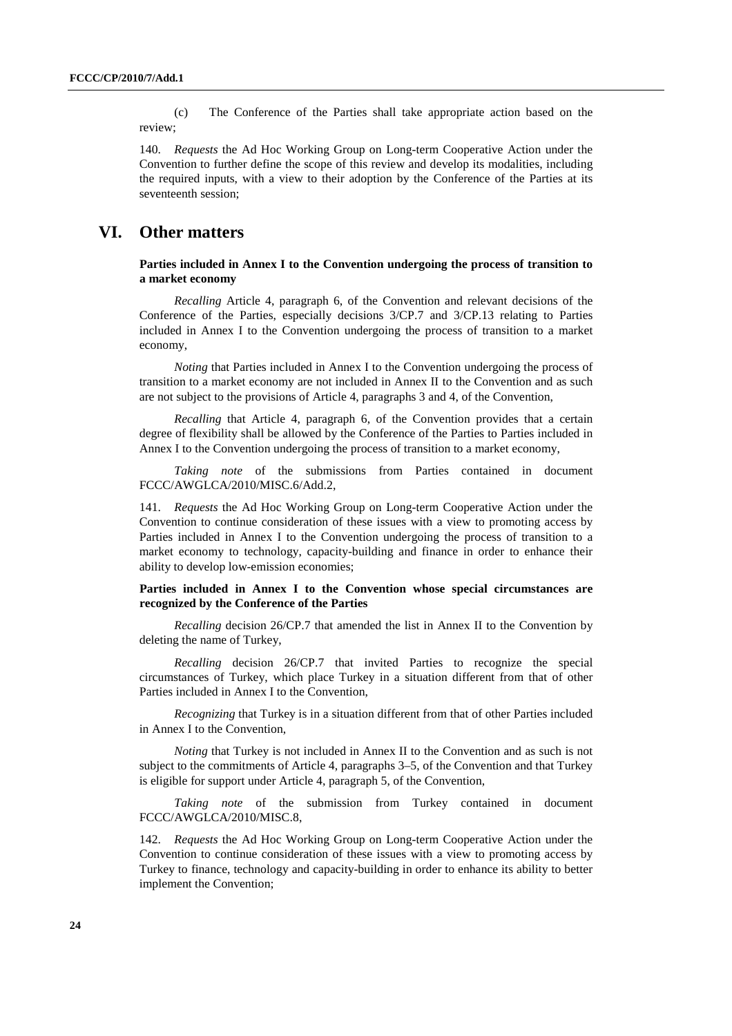(c) The Conference of the Parties shall take appropriate action based on the review;

140. *Requests* the Ad Hoc Working Group on Long-term Cooperative Action under the Convention to further define the scope of this review and develop its modalities, including the required inputs, with a view to their adoption by the Conference of the Parties at its seventeenth session;

# VI. Other matters

**Parties included in Annex I to the Convention undergoing the process of transition to a market economy**

*Recalling* Article 4, paragraph 6, of the Convention and relevant decisions of the Conference of the Parties, especially decisions 3/CP.7 and 3/CP.13 relating to Parties included in Annex I to the Convention undergoing the process of transition to a market economy,

*Noting* that Parties included in Annex I to the Convention undergoing the process of transition to a market economy are not included in Annex II to the Convention and as such are not subject to the provisions of Article 4, paragraphs 3 and 4, of the Convention,

*Recalling* that Article 4, paragraph 6, of the Convention provides that a certain degree of flexibility shall be allowed by the Conference of the Parties to Parties included in Annex I to the Convention undergoing the process of transition to a market economy,

*Taking note* of the submissions from Parties contained in document FCCC/AWGLCA/2010/MISC.6/Add.2,

141. *Requests* the Ad Hoc Working Group on Long-term Cooperative Action under the Convention to continue consideration of these issues with a view to promoting access by Parties included in Annex I to the Convention undergoing the process of transition to a market economy to technology, capacity-building and finance in order to enhance their ability to develop low-emission economies;

**Parties included in Annex I to the Convention whose special circumstances are recognized by the Conference of the Parties**

*Recalling* decision 26/CP.7 that amended the list in Annex II to the Convention by deleting the name of Turkey,

*Recalling* decision 26/CP.7 that invited Parties to recognize the special circumstances of Turkey, which place Turkey in a situation different from that of other Parties included in Annex I to the Convention,

*Recognizing* that Turkey is in a situation different from that of other Parties included in Annex I to the Convention,

*Noting* that Turkey is not included in Annex II to the Convention and as such is not subject to the commitments of Article 4, paragraphs 3–5, of the Convention and that Turkey is eligible for support under Article 4, paragraph 5, of the Convention,

*Taking note* of the submission from Turkey contained in document FCCC/AWGLCA/2010/MISC.8,

142. *Requests* the Ad Hoc Working Group on Long-term Cooperative Action under the Convention to continue consideration of these issues with a view to promoting access by Turkey to finance, technology and capacity-building in order to enhance its ability to better implement the Convention;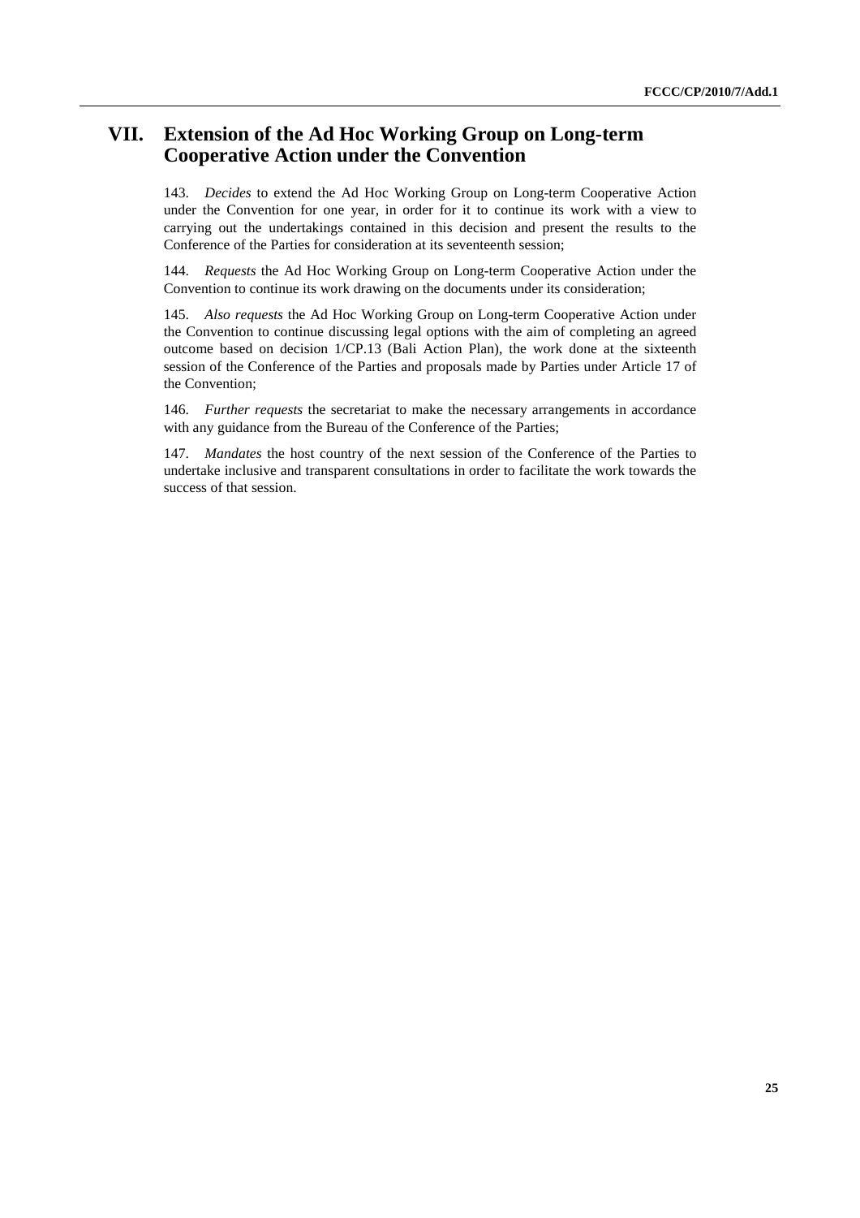## VII. Extension of the Ad Hoc Working Group on Long-term Cooperative Action under the Convention

143. *Decides* to extend the Ad Hoc Working Group on Long-term Cooperative Action under the Convention for one year, in order for it to continue its work with a view to carrying out the undertakings contained in this decision and present the results to the Conference of the Parties for consideration at its seventeenth session;

144. *Requests* the Ad Hoc Working Group on Long-term Cooperative Action under the Convention to continue its work drawing on the documents under its consideration;

145. *Also requests* the Ad Hoc Working Group on Long-term Cooperative Action under the Convention to continue discussing legal options with the aim of completing an agreed outcome based on decision 1/CP.13 (Bali Action Plan), the work done at the sixteenth session of the Conference of the Parties and proposals made by Parties under Article 17 of the Convention;

146. *Further requests* the secretariat to make the necessary arrangements in accordance with any guidance from the Bureau of the Conference of the Parties;

147. *Mandates* the host country of the next session of the Conference of the Parties to undertake inclusive and transparent consultations in order to facilitate the work towards the success of that session.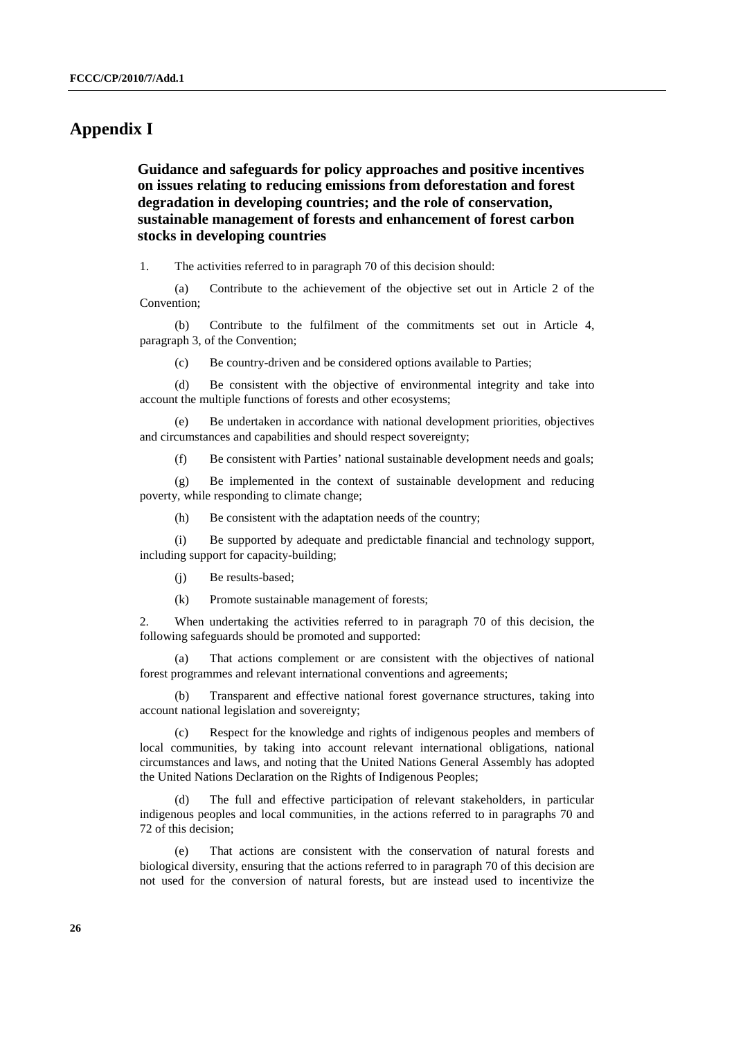# Appendix I

**Guidance and safeguards for policy approaches and positive incentives on issues relating to reducing emissions from deforestation and forest degradation in developing countries; and the role of conservation, sustainable management of forests and enhancement of forest carbon stocks in developing countries**

1. The activities referred to in paragraph 70 of this decision should:

(a) Contribute to the achievement of the objective set out in Article 2 of the Convention;

(b) Contribute to the fulfilment of the commitments set out in Article 4, paragraph 3, of the Convention;

(c) Be country-driven and be considered options available to Parties;

(d) Be consistent with the objective of environmental integrity and take into account the multiple functions of forests and other ecosystems;

(e) Be undertaken in accordance with national development priorities, objectives and circumstances and capabilities and should respect sovereignty;

(f) Be consistent with Parties' national sustainable development needs and goals;

(g) Be implemented in the context of sustainable development and reducing poverty, while responding to climate change;

(h) Be consistent with the adaptation needs of the country;

(i) Be supported by adequate and predictable financial and technology support, including support for capacity-building;

(j) Be results-based;

(k) Promote sustainable management of forests;

2. When undertaking the activities referred to in paragraph 70 of this decision, the following safeguards should be promoted and supported:

(a) That actions complement or are consistent with the objectives of national forest programmes and relevant international conventions and agreements;

(b) Transparent and effective national forest governance structures, taking into account national legislation and sovereignty;

(c) Respect for the knowledge and rights of indigenous peoples and members of local communities, by taking into account relevant international obligations, national circumstances and laws, and noting that the United Nations General Assembly has adopted the United Nations Declaration on the Rights of Indigenous Peoples;

(d) The full and effective participation of relevant stakeholders, in particular indigenous peoples and local communities, in the actions referred to in paragraphs 70 and 72 of this decision;

(e) That actions are consistent with the conservation of natural forests and biological diversity, ensuring that the actions referred to in paragraph 70 of this decision are not used for the conversion of natural forests, but are instead used to incentivize the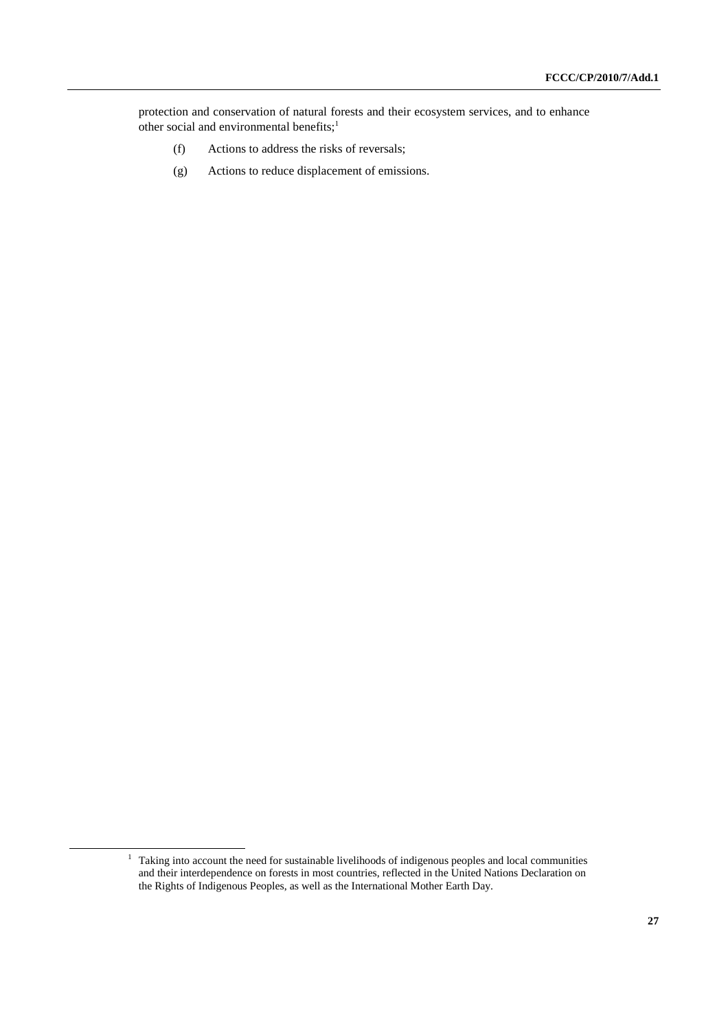protection and conservation of natural forests and their ecosystem services, and to enhance other social and environmental benefits;[1]

(f) Actions to address the risks of reversals;

(g) Actions to reduce displacement of emissions.

---

[1] Taking into account the need for sustainable livelihoods of indigenous peoples and local communities and their interdependence on forests in most countries, reflected in the United Nations Declaration on the Rights of Indigenous Peoples, as well as the International Mother Earth Day.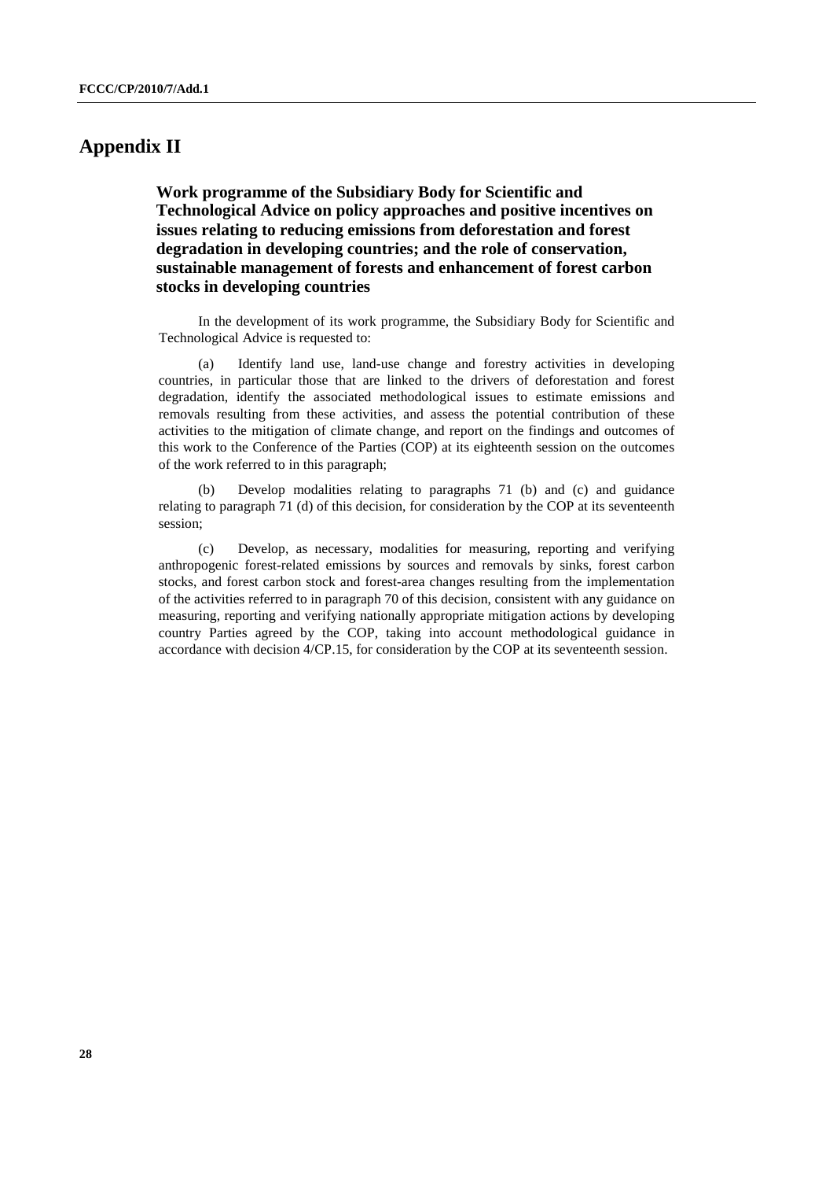# Appendix II

## Work programme of the Subsidiary Body for Scientific and Technological Advice on policy approaches and positive incentives on issues relating to reducing emissions from deforestation and forest degradation in developing countries; and the role of conservation, sustainable management of forests and enhancement of forest carbon stocks in developing countries

In the development of its work programme, the Subsidiary Body for Scientific and Technological Advice is requested to:

(a) Identify land use, land-use change and forestry activities in developing countries, in particular those that are linked to the drivers of deforestation and forest degradation, identify the associated methodological issues to estimate emissions and removals resulting from these activities, and assess the potential contribution of these activities to the mitigation of climate change, and report on the findings and outcomes of this work to the Conference of the Parties (COP) at its eighteenth session on the outcomes of the work referred to in this paragraph;

(b) Develop modalities relating to paragraphs 71 (b) and (c) and guidance relating to paragraph 71 (d) of this decision, for consideration by the COP at its seventeenth session;

(c) Develop, as necessary, modalities for measuring, reporting and verifying anthropogenic forest-related emissions by sources and removals by sinks, forest carbon stocks, and forest carbon stock and forest-area changes resulting from the implementation of the activities referred to in paragraph 70 of this decision, consistent with any guidance on measuring, reporting and verifying nationally appropriate mitigation actions by developing country Parties agreed by the COP, taking into account methodological guidance in accordance with decision 4/CP.15, for consideration by the COP at its seventeenth session.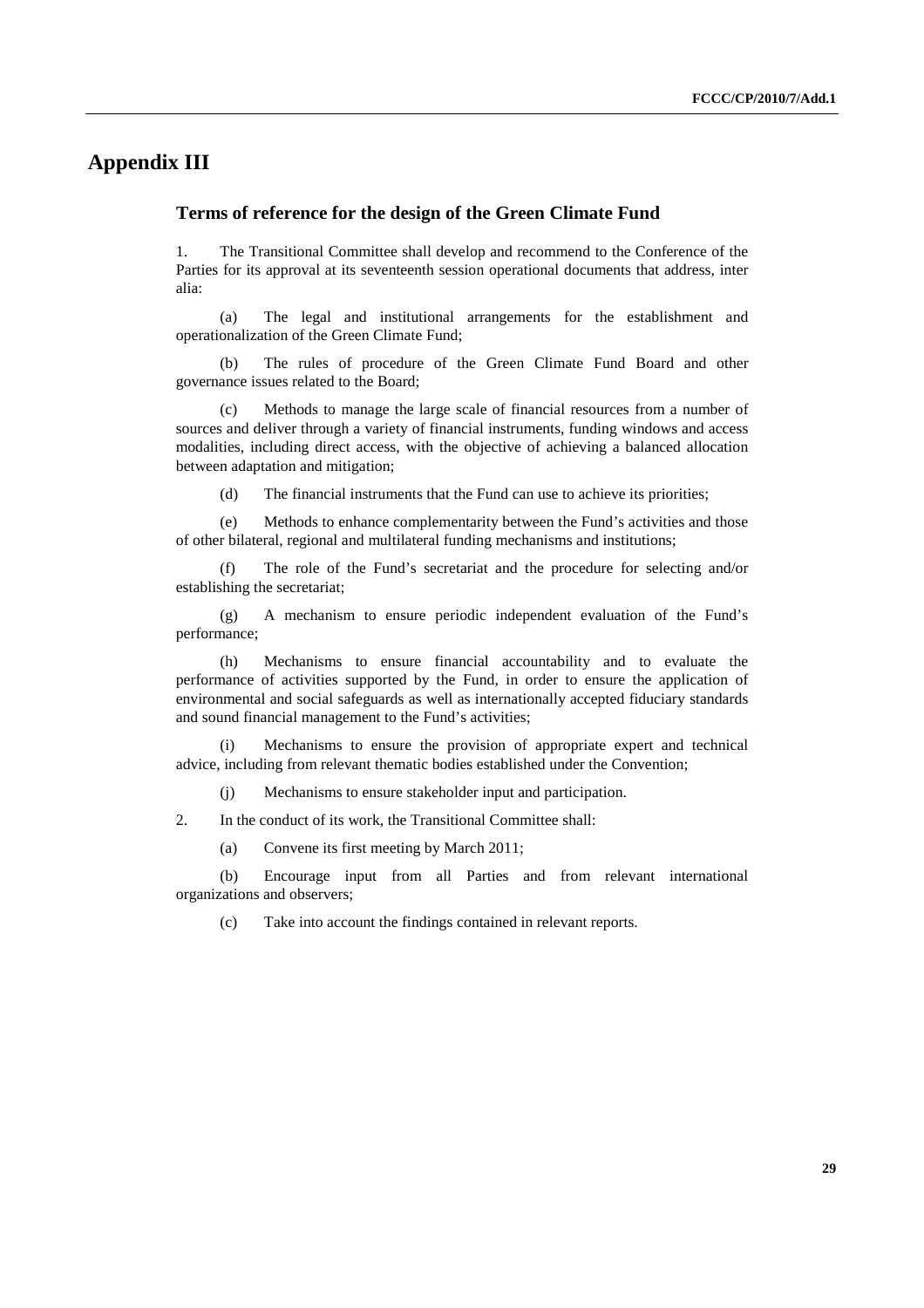# Appendix III

## Terms of reference for the design of the Green Climate Fund

1. The Transitional Committee shall develop and recommend to the Conference of the Parties for its approval at its seventeenth session operational documents that address, inter alia:

(a) The legal and institutional arrangements for the establishment and operationalization of the Green Climate Fund;

(b) The rules of procedure of the Green Climate Fund Board and other governance issues related to the Board;

(c) Methods to manage the large scale of financial resources from a number of sources and deliver through a variety of financial instruments, funding windows and access modalities, including direct access, with the objective of achieving a balanced allocation between adaptation and mitigation;

(d) The financial instruments that the Fund can use to achieve its priorities;

(e) Methods to enhance complementarity between the Fund's activities and those of other bilateral, regional and multilateral funding mechanisms and institutions;

(f) The role of the Fund's secretariat and the procedure for selecting and/or establishing the secretariat;

(g) A mechanism to ensure periodic independent evaluation of the Fund's performance;

(h) Mechanisms to ensure financial accountability and to evaluate the performance of activities supported by the Fund, in order to ensure the application of environmental and social safeguards as well as internationally accepted fiduciary standards and sound financial management to the Fund's activities;

(i) Mechanisms to ensure the provision of appropriate expert and technical advice, including from relevant thematic bodies established under the Convention;

(j) Mechanisms to ensure stakeholder input and participation.

2. In the conduct of its work, the Transitional Committee shall:

(a) Convene its first meeting by March 2011;

(b) Encourage input from all Parties and from relevant international organizations and observers;

(c) Take into account the findings contained in relevant reports.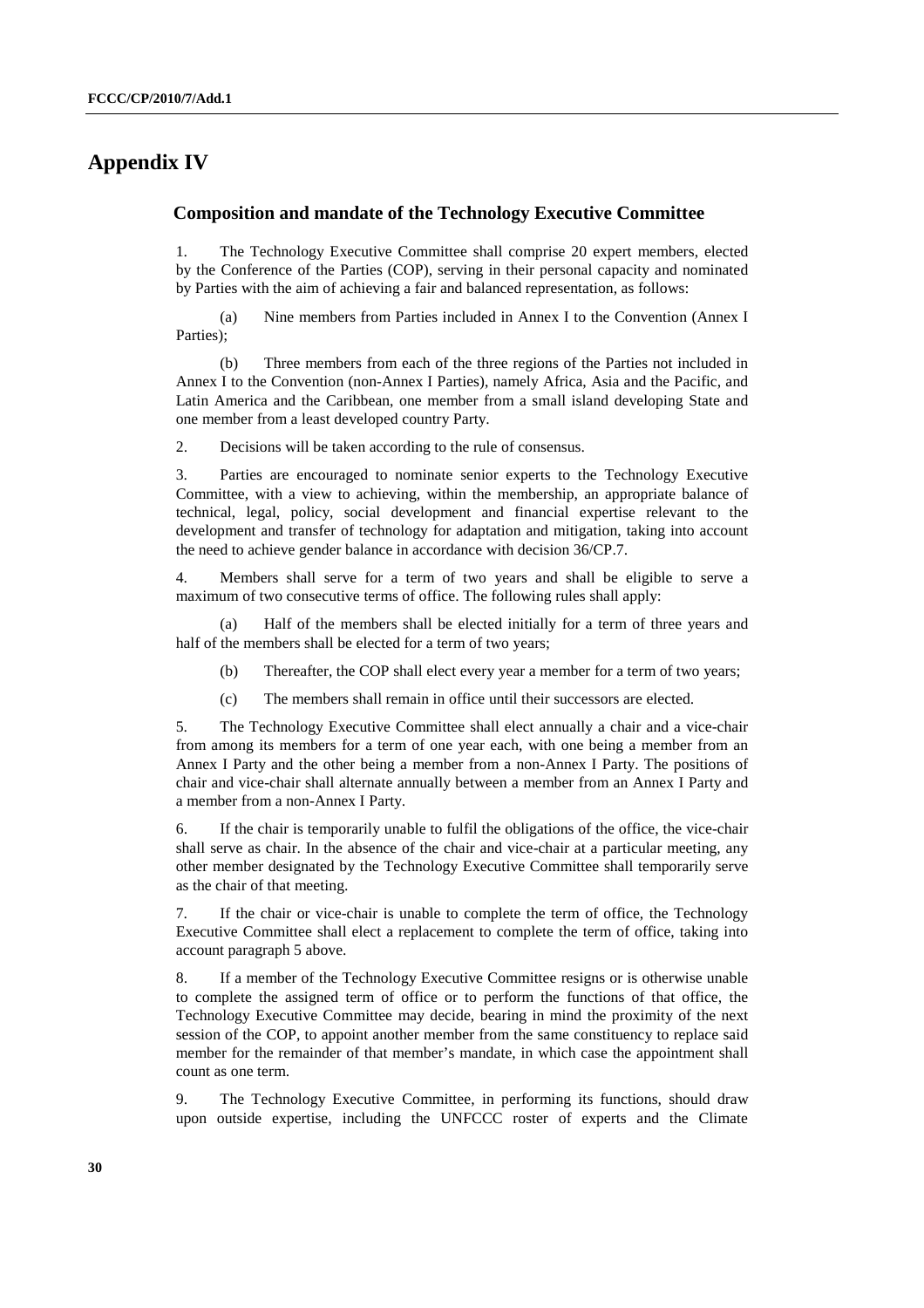# Appendix IV

## Composition and mandate of the Technology Executive Committee

1. The Technology Executive Committee shall comprise 20 expert members, elected by the Conference of the Parties (COP), serving in their personal capacity and nominated by Parties with the aim of achieving a fair and balanced representation, as follows:

(a) Nine members from Parties included in Annex I to the Convention (Annex I Parties);

(b) Three members from each of the three regions of the Parties not included in Annex I to the Convention (non-Annex I Parties), namely Africa, Asia and the Pacific, and Latin America and the Caribbean, one member from a small island developing State and one member from a least developed country Party.

2. Decisions will be taken according to the rule of consensus.

3. Parties are encouraged to nominate senior experts to the Technology Executive Committee, with a view to achieving, within the membership, an appropriate balance of technical, legal, policy, social development and financial expertise relevant to the development and transfer of technology for adaptation and mitigation, taking into account the need to achieve gender balance in accordance with decision 36/CP.7.

4. Members shall serve for a term of two years and shall be eligible to serve a maximum of two consecutive terms of office. The following rules shall apply:

(a) Half of the members shall be elected initially for a term of three years and half of the members shall be elected for a term of two years;

(b) Thereafter, the COP shall elect every year a member for a term of two years;

(c) The members shall remain in office until their successors are elected.

5. The Technology Executive Committee shall elect annually a chair and a vice-chair from among its members for a term of one year each, with one being a member from an Annex I Party and the other being a member from a non-Annex I Party. The positions of chair and vice-chair shall alternate annually between a member from an Annex I Party and a member from a non-Annex I Party.

6. If the chair is temporarily unable to fulfil the obligations of the office, the vice-chair shall serve as chair. In the absence of the chair and vice-chair at a particular meeting, any other member designated by the Technology Executive Committee shall temporarily serve as the chair of that meeting.

7. If the chair or vice-chair is unable to complete the term of office, the Technology Executive Committee shall elect a replacement to complete the term of office, taking into account paragraph 5 above.

8. If a member of the Technology Executive Committee resigns or is otherwise unable to complete the assigned term of office or to perform the functions of that office, the Technology Executive Committee may decide, bearing in mind the proximity of the next session of the COP, to appoint another member from the same constituency to replace said member for the remainder of that member's mandate, in which case the appointment shall count as one term.

9. The Technology Executive Committee, in performing its functions, should draw upon outside expertise, including the UNFCCC roster of experts and the Climate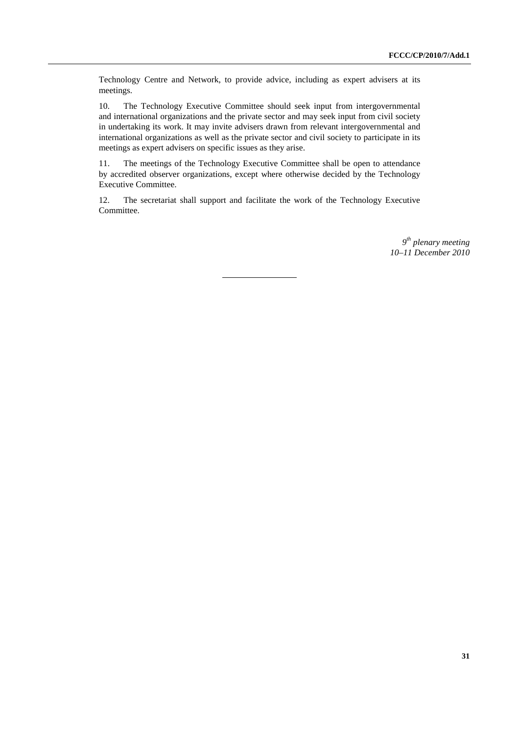Technology Centre and Network, to provide advice, including as expert advisers at its meetings.

10. The Technology Executive Committee should seek input from intergovernmental and international organizations and the private sector and may seek input from civil society in undertaking its work. It may invite advisers drawn from relevant intergovernmental and international organizations as well as the private sector and civil society to participate in its meetings as expert advisers on specific issues as they arise.

11. The meetings of the Technology Executive Committee shall be open to attendance by accredited observer organizations, except where otherwise decided by the Technology Executive Committee.

12. The secretariat shall support and facilitate the work of the Technology Executive Committee.

*9th plenary meeting*
*10–11 December 2010*